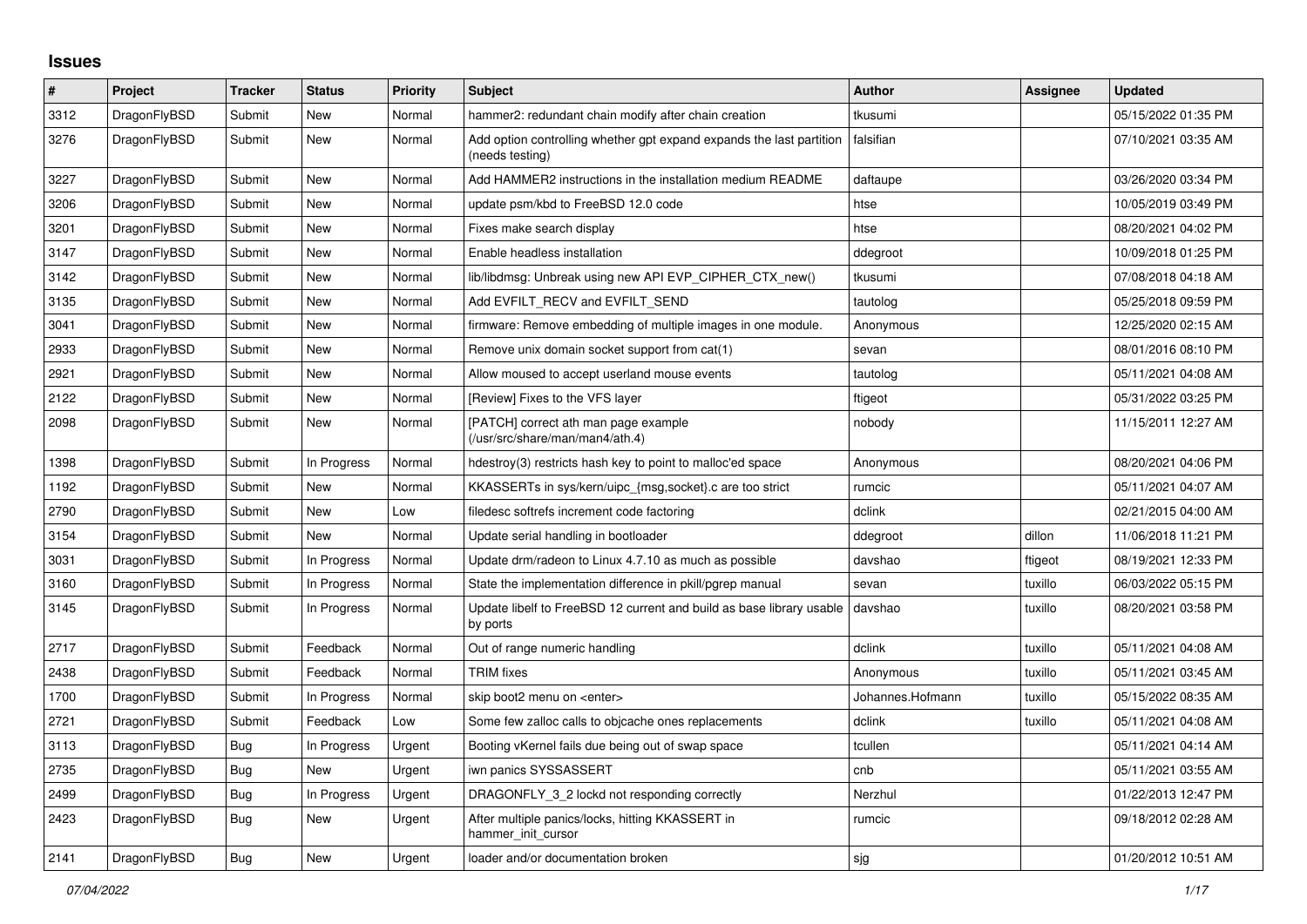## Issues

| # | Project | Tracker | Status | Priority | Subject | Author | Assignee | Updated |
|---|---|---|---|---|---|---|---|---|
| 3312 | DragonFlyBSD | Submit | New | Normal | hammer2: redundant chain modify after chain creation | tkusumi | | 05/15/2022 01:35 PM |
| 3276 | DragonFlyBSD | Submit | New | Normal | Add option controlling whether gpt expand expands the last partition (needs testing) | falsifian | | 07/10/2021 03:35 AM |
| 3227 | DragonFlyBSD | Submit | New | Normal | Add HAMMER2 instructions in the installation medium README | daftaupe | | 03/26/2020 03:34 PM |
| 3206 | DragonFlyBSD | Submit | New | Normal | update psm/kbd to FreeBSD 12.0 code | htse | | 10/05/2019 03:49 PM |
| 3201 | DragonFlyBSD | Submit | New | Normal | Fixes make search display | htse | | 08/20/2021 04:02 PM |
| 3147 | DragonFlyBSD | Submit | New | Normal | Enable headless installation | ddegroot | | 10/09/2018 01:25 PM |
| 3142 | DragonFlyBSD | Submit | New | Normal | lib/libdmsg: Unbreak using new API EVP_CIPHER_CTX_new() | tkusumi | | 07/08/2018 04:18 AM |
| 3135 | DragonFlyBSD | Submit | New | Normal | Add EVFILT_RECV and EVFILT_SEND | tautolog | | 05/25/2018 09:59 PM |
| 3041 | DragonFlyBSD | Submit | New | Normal | firmware: Remove embedding of multiple images in one module. | Anonymous | | 12/25/2020 02:15 AM |
| 2933 | DragonFlyBSD | Submit | New | Normal | Remove unix domain socket support from cat(1) | sevan | | 08/01/2016 08:10 PM |
| 2921 | DragonFlyBSD | Submit | New | Normal | Allow moused to accept userland mouse events | tautolog | | 05/11/2021 04:08 AM |
| 2122 | DragonFlyBSD | Submit | New | Normal | [Review] Fixes to the VFS layer | ftigeot | | 05/31/2022 03:25 PM |
| 2098 | DragonFlyBSD | Submit | New | Normal | [PATCH] correct ath man page example (/usr/src/share/man/man4/ath.4) | nobody | | 11/15/2011 12:27 AM |
| 1398 | DragonFlyBSD | Submit | In Progress | Normal | hdestroy(3) restricts hash key to point to malloc'ed space | Anonymous | | 08/20/2021 04:06 PM |
| 1192 | DragonFlyBSD | Submit | New | Normal | KKASSERTs in sys/kern/uipc_{msg,socket}.c are too strict | rumcic | | 05/11/2021 04:07 AM |
| 2790 | DragonFlyBSD | Submit | New | Low | filedesc softrefs increment code factoring | dclink | | 02/21/2015 04:00 AM |
| 3154 | DragonFlyBSD | Submit | New | Normal | Update serial handling in bootloader | ddegroot | dillon | 11/06/2018 11:21 PM |
| 3031 | DragonFlyBSD | Submit | In Progress | Normal | Update drm/radeon to Linux 4.7.10 as much as possible | davshao | ftigeot | 08/19/2021 12:33 PM |
| 3160 | DragonFlyBSD | Submit | In Progress | Normal | State the implementation difference in pkill/pgrep manual | sevan | tuxillo | 06/03/2022 05:15 PM |
| 3145 | DragonFlyBSD | Submit | In Progress | Normal | Update libelf to FreeBSD 12 current and build as base library usable by ports | davshao | tuxillo | 08/20/2021 03:58 PM |
| 2717 | DragonFlyBSD | Submit | Feedback | Normal | Out of range numeric handling | dclink | tuxillo | 05/11/2021 04:08 AM |
| 2438 | DragonFlyBSD | Submit | Feedback | Normal | TRIM fixes | Anonymous | tuxillo | 05/11/2021 03:45 AM |
| 1700 | DragonFlyBSD | Submit | In Progress | Normal | skip boot2 menu on <enter> | Johannes.Hofmann | tuxillo | 05/15/2022 08:35 AM |
| 2721 | DragonFlyBSD | Submit | Feedback | Low | Some few zalloc calls to objcache ones replacements | dclink | tuxillo | 05/11/2021 04:08 AM |
| 3113 | DragonFlyBSD | Bug | In Progress | Urgent | Booting vKernel fails due being out of swap space | tcullen | | 05/11/2021 04:14 AM |
| 2735 | DragonFlyBSD | Bug | New | Urgent | iwn panics SYSSASSERT | cnb | | 05/11/2021 03:55 AM |
| 2499 | DragonFlyBSD | Bug | In Progress | Urgent | DRAGONFLY_3_2 lockd not responding correctly | Nerzhul | | 01/22/2013 12:47 PM |
| 2423 | DragonFlyBSD | Bug | New | Urgent | After multiple panics/locks, hitting KKASSERT in hammer_init_cursor | rumcic | | 09/18/2012 02:28 AM |
| 2141 | DragonFlyBSD | Bug | New | Urgent | loader and/or documentation broken | sjg | | 01/20/2012 10:51 AM |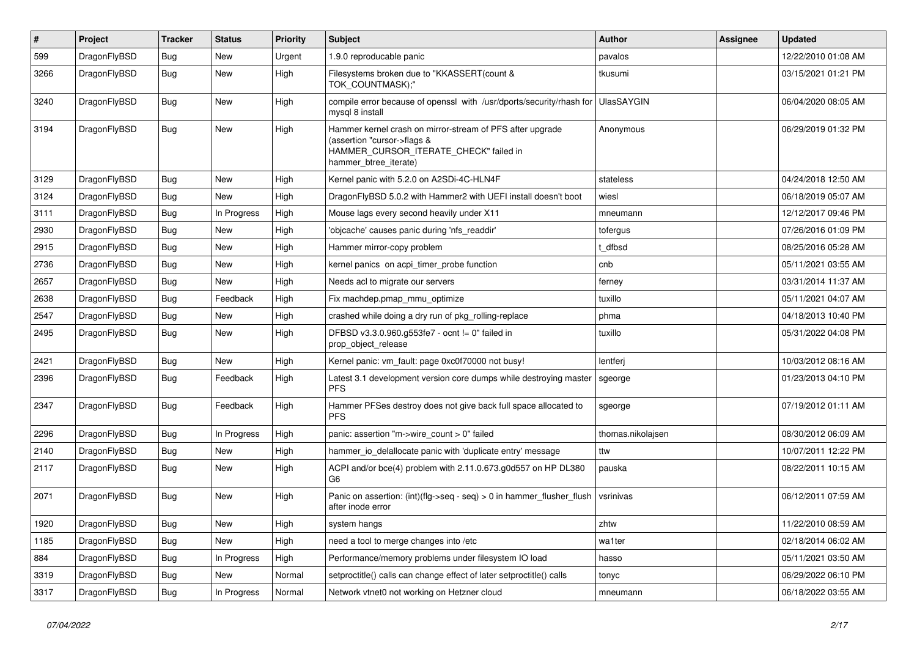| # | Project | Tracker | Status | Priority | Subject | Author | Assignee | Updated |
|---|---|---|---|---|---|---|---|---|
| 599 | DragonFlyBSD | Bug | New | Urgent | 1.9.0 reproducable panic | pavalos | | 12/22/2010 01:08 AM |
| 3266 | DragonFlyBSD | Bug | New | High | Filesystems broken due to "KKASSERT(count & TOK_COUNTMASK);" | tkusumi | | 03/15/2021 01:21 PM |
| 3240 | DragonFlyBSD | Bug | New | High | compile error because of openssl with /usr/dports/security/rhash for mysql 8 install | UlasSAYGIN | | 06/04/2020 08:05 AM |
| 3194 | DragonFlyBSD | Bug | New | High | Hammer kernel crash on mirror-stream of PFS after upgrade (assertion "cursor->flags & HAMMER_CURSOR_ITERATE_CHECK" failed in hammer_btree_iterate) | Anonymous | | 06/29/2019 01:32 PM |
| 3129 | DragonFlyBSD | Bug | New | High | Kernel panic with 5.2.0 on A2SDi-4C-HLN4F | stateless | | 04/24/2018 12:50 AM |
| 3124 | DragonFlyBSD | Bug | New | High | DragonFlyBSD 5.0.2 with Hammer2 with UEFI install doesn't boot | wiesl | | 06/18/2019 05:07 AM |
| 3111 | DragonFlyBSD | Bug | In Progress | High | Mouse lags every second heavily under X11 | mneumann | | 12/12/2017 09:46 PM |
| 2930 | DragonFlyBSD | Bug | New | High | 'objcache' causes panic during 'nfs_readdir' | tofergus | | 07/26/2016 01:09 PM |
| 2915 | DragonFlyBSD | Bug | New | High | Hammer mirror-copy problem | t_dfbsd | | 08/25/2016 05:28 AM |
| 2736 | DragonFlyBSD | Bug | New | High | kernel panics on acpi_timer_probe function | cnb | | 05/11/2021 03:55 AM |
| 2657 | DragonFlyBSD | Bug | New | High | Needs acl to migrate our servers | ferney | | 03/31/2014 11:37 AM |
| 2638 | DragonFlyBSD | Bug | Feedback | High | Fix machdep.pmap_mmu_optimize | tuxillo | | 05/11/2021 04:07 AM |
| 2547 | DragonFlyBSD | Bug | New | High | crashed while doing a dry run of pkg_rolling-replace | phma | | 04/18/2013 10:40 PM |
| 2495 | DragonFlyBSD | Bug | New | High | DFBSD v3.3.0.960.g553fe7 - ocnt != 0" failed in prop_object_release | tuxillo | | 05/31/2022 04:08 PM |
| 2421 | DragonFlyBSD | Bug | New | High | Kernel panic: vm_fault: page 0xc0f70000 not busy! | lentferj | | 10/03/2012 08:16 AM |
| 2396 | DragonFlyBSD | Bug | Feedback | High | Latest 3.1 development version core dumps while destroying master PFS | sgeorge | | 01/23/2013 04:10 PM |
| 2347 | DragonFlyBSD | Bug | Feedback | High | Hammer PFSes destroy does not give back full space allocated to PFS | sgeorge | | 07/19/2012 01:11 AM |
| 2296 | DragonFlyBSD | Bug | In Progress | High | panic: assertion "m->wire_count > 0" failed | thomas.nikolajsen | | 08/30/2012 06:09 AM |
| 2140 | DragonFlyBSD | Bug | New | High | hammer_io_delallocate panic with 'duplicate entry' message | ttw | | 10/07/2011 12:22 PM |
| 2117 | DragonFlyBSD | Bug | New | High | ACPI and/or bce(4) problem with 2.11.0.673.g0d557 on HP DL380 G6 | pauska | | 08/22/2011 10:15 AM |
| 2071 | DragonFlyBSD | Bug | New | High | Panic on assertion: (int)(flg->seq - seq) > 0 in hammer_flusher_flush after inode error | vsrinivas | | 06/12/2011 07:59 AM |
| 1920 | DragonFlyBSD | Bug | New | High | system hangs | zhtw | | 11/22/2010 08:59 AM |
| 1185 | DragonFlyBSD | Bug | New | High | need a tool to merge changes into /etc | wa1ter | | 02/18/2014 06:02 AM |
| 884 | DragonFlyBSD | Bug | In Progress | High | Performance/memory problems under filesystem IO load | hasso | | 05/11/2021 03:50 AM |
| 3319 | DragonFlyBSD | Bug | New | Normal | setproctitle() calls can change effect of later setproctitle() calls | tonyc | | 06/29/2022 06:10 PM |
| 3317 | DragonFlyBSD | Bug | In Progress | Normal | Network vtnet0 not working on Hetzner cloud | mneumann | | 06/18/2022 03:55 AM |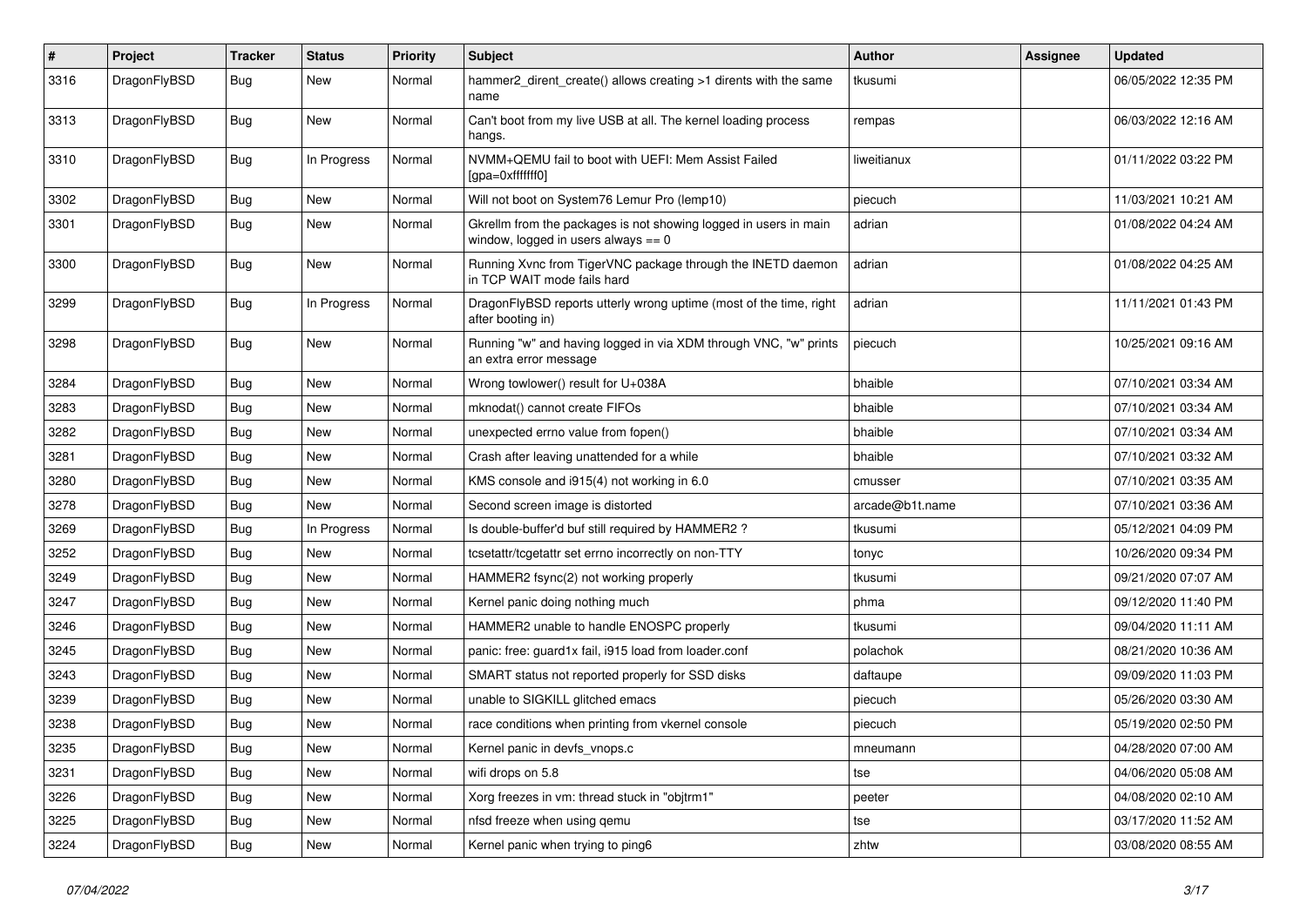| # | Project | Tracker | Status | Priority | Subject | Author | Assignee | Updated |
|---|---|---|---|---|---|---|---|---|
| 3316 | DragonFlyBSD | Bug | New | Normal | hammer2_dirent_create() allows creating >1 dirents with the same name | tkusumi | | 06/05/2022 12:35 PM |
| 3313 | DragonFlyBSD | Bug | New | Normal | Can't boot from my live USB at all. The kernel loading process hangs. | rempas | | 06/03/2022 12:16 AM |
| 3310 | DragonFlyBSD | Bug | In Progress | Normal | NVMM+QEMU fail to boot with UEFI: Mem Assist Failed [gpa=0xfffffff0] | liweitianux | | 01/11/2022 03:22 PM |
| 3302 | DragonFlyBSD | Bug | New | Normal | Will not boot on System76 Lemur Pro (lemp10) | piecuch | | 11/03/2021 10:21 AM |
| 3301 | DragonFlyBSD | Bug | New | Normal | Gkrellm from the packages is not showing logged in users in main window, logged in users always == 0 | adrian | | 01/08/2022 04:24 AM |
| 3300 | DragonFlyBSD | Bug | New | Normal | Running Xvnc from TigerVNC package through the INETD daemon in TCP WAIT mode fails hard | adrian | | 01/08/2022 04:25 AM |
| 3299 | DragonFlyBSD | Bug | In Progress | Normal | DragonFlyBSD reports utterly wrong uptime (most of the time, right after booting in) | adrian | | 11/11/2021 01:43 PM |
| 3298 | DragonFlyBSD | Bug | New | Normal | Running "w" and having logged in via XDM through VNC, "w" prints an extra error message | piecuch | | 10/25/2021 09:16 AM |
| 3284 | DragonFlyBSD | Bug | New | Normal | Wrong towlower() result for U+038A | bhaible | | 07/10/2021 03:34 AM |
| 3283 | DragonFlyBSD | Bug | New | Normal | mknodat() cannot create FIFOs | bhaible | | 07/10/2021 03:34 AM |
| 3282 | DragonFlyBSD | Bug | New | Normal | unexpected errno value from fopen() | bhaible | | 07/10/2021 03:34 AM |
| 3281 | DragonFlyBSD | Bug | New | Normal | Crash after leaving unattended for a while | bhaible | | 07/10/2021 03:32 AM |
| 3280 | DragonFlyBSD | Bug | New | Normal | KMS console and i915(4) not working in 6.0 | cmusser | | 07/10/2021 03:35 AM |
| 3278 | DragonFlyBSD | Bug | New | Normal | Second screen image is distorted | arcade@b1t.name | | 07/10/2021 03:36 AM |
| 3269 | DragonFlyBSD | Bug | In Progress | Normal | Is double-buffer'd buf still required by HAMMER2 ? | tkusumi | | 05/12/2021 04:09 PM |
| 3252 | DragonFlyBSD | Bug | New | Normal | tcsetattr/tcgetattr set errno incorrectly on non-TTY | tonyc | | 10/26/2020 09:34 PM |
| 3249 | DragonFlyBSD | Bug | New | Normal | HAMMER2 fsync(2) not working properly | tkusumi | | 09/21/2020 07:07 AM |
| 3247 | DragonFlyBSD | Bug | New | Normal | Kernel panic doing nothing much | phma | | 09/12/2020 11:40 PM |
| 3246 | DragonFlyBSD | Bug | New | Normal | HAMMER2 unable to handle ENOSPC properly | tkusumi | | 09/04/2020 11:11 AM |
| 3245 | DragonFlyBSD | Bug | New | Normal | panic: free: guard1x fail, i915 load from loader.conf | polachok | | 08/21/2020 10:36 AM |
| 3243 | DragonFlyBSD | Bug | New | Normal | SMART status not reported properly for SSD disks | daftaupe | | 09/09/2020 11:03 PM |
| 3239 | DragonFlyBSD | Bug | New | Normal | unable to SIGKILL glitched emacs | piecuch | | 05/26/2020 03:30 AM |
| 3238 | DragonFlyBSD | Bug | New | Normal | race conditions when printing from vkernel console | piecuch | | 05/19/2020 02:50 PM |
| 3235 | DragonFlyBSD | Bug | New | Normal | Kernel panic in devfs_vnops.c | mneumann | | 04/28/2020 07:00 AM |
| 3231 | DragonFlyBSD | Bug | New | Normal | wifi drops on 5.8 | tse | | 04/06/2020 05:08 AM |
| 3226 | DragonFlyBSD | Bug | New | Normal | Xorg freezes in vm: thread stuck in "objtrm1" | peeter | | 04/08/2020 02:10 AM |
| 3225 | DragonFlyBSD | Bug | New | Normal | nfsd freeze when using qemu | tse | | 03/17/2020 11:52 AM |
| 3224 | DragonFlyBSD | Bug | New | Normal | Kernel panic when trying to ping6 | zhtw | | 03/08/2020 08:55 AM |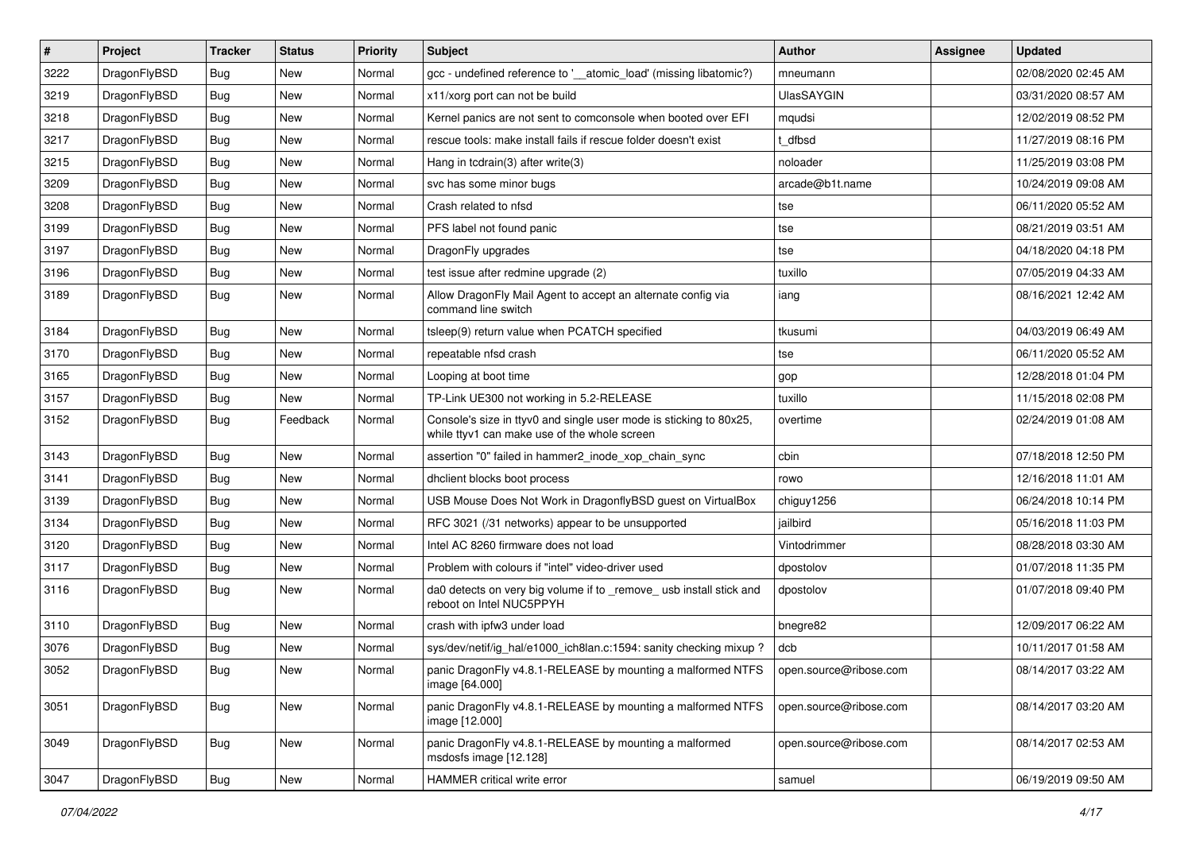| # | Project | Tracker | Status | Priority | Subject | Author | Assignee | Updated |
|---|---|---|---|---|---|---|---|---|
| 3222 | DragonFlyBSD | Bug | New | Normal | gcc - undefined reference to '__atomic_load' (missing libatomic?) | mneumann | | 02/08/2020 02:45 AM |
| 3219 | DragonFlyBSD | Bug | New | Normal | x11/xorg port can not be build | UlasSAYGIN | | 03/31/2020 08:57 AM |
| 3218 | DragonFlyBSD | Bug | New | Normal | Kernel panics are not sent to comconsole when booted over EFI | mqudsi | | 12/02/2019 08:52 PM |
| 3217 | DragonFlyBSD | Bug | New | Normal | rescue tools: make install fails if rescue folder doesn't exist | t_dfbsd | | 11/27/2019 08:16 PM |
| 3215 | DragonFlyBSD | Bug | New | Normal | Hang in tcdrain(3) after write(3) | noloader | | 11/25/2019 03:08 PM |
| 3209 | DragonFlyBSD | Bug | New | Normal | svc has some minor bugs | arcade@b1t.name | | 10/24/2019 09:08 AM |
| 3208 | DragonFlyBSD | Bug | New | Normal | Crash related to nfsd | tse | | 06/11/2020 05:52 AM |
| 3199 | DragonFlyBSD | Bug | New | Normal | PFS label not found panic | tse | | 08/21/2019 03:51 AM |
| 3197 | DragonFlyBSD | Bug | New | Normal | DragonFly upgrades | tse | | 04/18/2020 04:18 PM |
| 3196 | DragonFlyBSD | Bug | New | Normal | test issue after redmine upgrade (2) | tuxillo | | 07/05/2019 04:33 AM |
| 3189 | DragonFlyBSD | Bug | New | Normal | Allow DragonFly Mail Agent to accept an alternate config via command line switch | iang | | 08/16/2021 12:42 AM |
| 3184 | DragonFlyBSD | Bug | New | Normal | tsleep(9) return value when PCATCH specified | tkusumi | | 04/03/2019 06:49 AM |
| 3170 | DragonFlyBSD | Bug | New | Normal | repeatable nfsd crash | tse | | 06/11/2020 05:52 AM |
| 3165 | DragonFlyBSD | Bug | New | Normal | Looping at boot time | gop | | 12/28/2018 01:04 PM |
| 3157 | DragonFlyBSD | Bug | New | Normal | TP-Link UE300 not working in 5.2-RELEASE | tuxillo | | 11/15/2018 02:08 PM |
| 3152 | DragonFlyBSD | Bug | Feedback | Normal | Console's size in ttyv0 and single user mode is sticking to 80x25, while ttyv1 can make use of the whole screen | overtime | | 02/24/2019 01:08 AM |
| 3143 | DragonFlyBSD | Bug | New | Normal | assertion "0" failed in hammer2_inode_xop_chain_sync | cbin | | 07/18/2018 12:50 PM |
| 3141 | DragonFlyBSD | Bug | New | Normal | dhclient blocks boot process | rowo | | 12/16/2018 11:01 AM |
| 3139 | DragonFlyBSD | Bug | New | Normal | USB Mouse Does Not Work in DragonflyBSD guest on VirtualBox | chiguy1256 | | 06/24/2018 10:14 PM |
| 3134 | DragonFlyBSD | Bug | New | Normal | RFC 3021 (/31 networks) appear to be unsupported | jailbird | | 05/16/2018 11:03 PM |
| 3120 | DragonFlyBSD | Bug | New | Normal | Intel AC 8260 firmware does not load | Vintodrimmer | | 08/28/2018 03:30 AM |
| 3117 | DragonFlyBSD | Bug | New | Normal | Problem with colours if "intel" video-driver used | dpostolov | | 01/07/2018 11:35 PM |
| 3116 | DragonFlyBSD | Bug | New | Normal | da0 detects on very big volume if to _remove_ usb install stick and reboot on Intel NUC5PPYH | dpostolov | | 01/07/2018 09:40 PM |
| 3110 | DragonFlyBSD | Bug | New | Normal | crash with ipfw3 under load | bnegre82 | | 12/09/2017 06:22 AM |
| 3076 | DragonFlyBSD | Bug | New | Normal | sys/dev/netif/ig_hal/e1000_ich8lan.c:1594: sanity checking mixup ? | dcb | | 10/11/2017 01:58 AM |
| 3052 | DragonFlyBSD | Bug | New | Normal | panic DragonFly v4.8.1-RELEASE by mounting a malformed NTFS image [64.000] | open.source@ribose.com | | 08/14/2017 03:22 AM |
| 3051 | DragonFlyBSD | Bug | New | Normal | panic DragonFly v4.8.1-RELEASE by mounting a malformed NTFS image [12.000] | open.source@ribose.com | | 08/14/2017 03:20 AM |
| 3049 | DragonFlyBSD | Bug | New | Normal | panic DragonFly v4.8.1-RELEASE by mounting a malformed msdosfs image [12.128] | open.source@ribose.com | | 08/14/2017 02:53 AM |
| 3047 | DragonFlyBSD | Bug | New | Normal | HAMMER critical write error | samuel | | 06/19/2019 09:50 AM |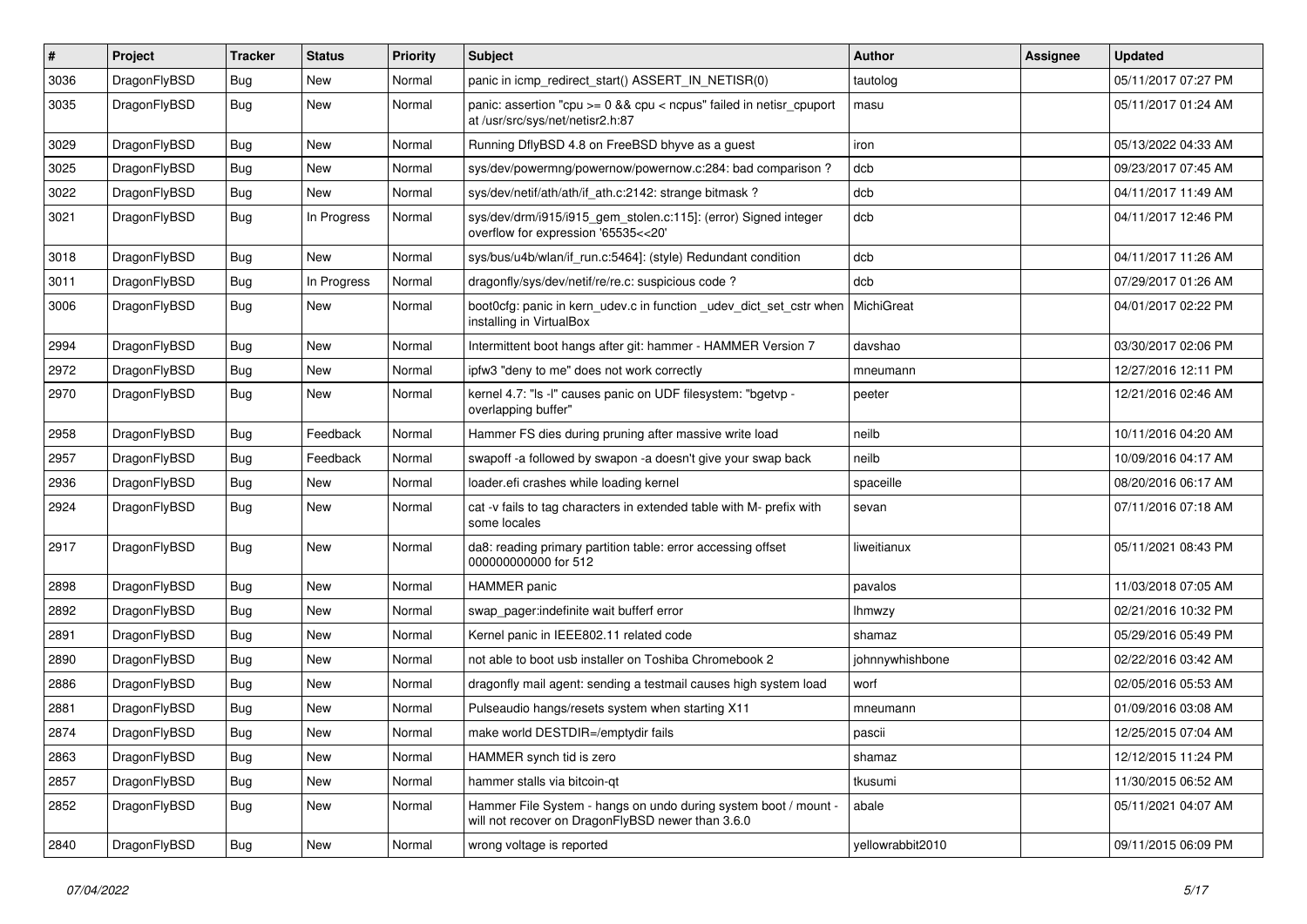| # | Project | Tracker | Status | Priority | Subject | Author | Assignee | Updated |
|---|---|---|---|---|---|---|---|---|
| 3036 | DragonFlyBSD | Bug | New | Normal | panic in icmp_redirect_start() ASSERT_IN_NETISR(0) | tautolog | | 05/11/2017 07:27 PM |
| 3035 | DragonFlyBSD | Bug | New | Normal | panic: assertion "cpu >= 0 && cpu < ncpus" failed in netisr_cpuport at /usr/src/sys/net/netisr2.h:87 | masu | | 05/11/2017 01:24 AM |
| 3029 | DragonFlyBSD | Bug | New | Normal | Running DflyBSD 4.8 on FreeBSD bhyve as a guest | iron | | 05/13/2022 04:33 AM |
| 3025 | DragonFlyBSD | Bug | New | Normal | sys/dev/powermng/powernow/powernow.c:284: bad comparison ? | dcb | | 09/23/2017 07:45 AM |
| 3022 | DragonFlyBSD | Bug | New | Normal | sys/dev/netif/ath/ath/if_ath.c:2142: strange bitmask ? | dcb | | 04/11/2017 11:49 AM |
| 3021 | DragonFlyBSD | Bug | In Progress | Normal | sys/dev/drm/i915/i915_gem_stolen.c:115]: (error) Signed integer overflow for expression '65535<<20' | dcb | | 04/11/2017 12:46 PM |
| 3018 | DragonFlyBSD | Bug | New | Normal | sys/bus/u4b/wlan/if_run.c:5464]: (style) Redundant condition | dcb | | 04/11/2017 11:26 AM |
| 3011 | DragonFlyBSD | Bug | In Progress | Normal | dragonfly/sys/dev/netif/re/re.c: suspicious code ? | dcb | | 07/29/2017 01:26 AM |
| 3006 | DragonFlyBSD | Bug | New | Normal | boot0cfg: panic in kern_udev.c in function _udev_dict_set_cstr when installing in VirtualBox | MichiGreat | | 04/01/2017 02:22 PM |
| 2994 | DragonFlyBSD | Bug | New | Normal | Intermittent boot hangs after git: hammer - HAMMER Version 7 | davshao | | 03/30/2017 02:06 PM |
| 2972 | DragonFlyBSD | Bug | New | Normal | ipfw3 "deny to me" does not work correctly | mneumann | | 12/27/2016 12:11 PM |
| 2970 | DragonFlyBSD | Bug | New | Normal | kernel 4.7: "ls -l" causes panic on UDF filesystem: "bgetvp - overlapping buffer" | peeter | | 12/21/2016 02:46 AM |
| 2958 | DragonFlyBSD | Bug | Feedback | Normal | Hammer FS dies during pruning after massive write load | neilb | | 10/11/2016 04:20 AM |
| 2957 | DragonFlyBSD | Bug | Feedback | Normal | swapoff -a followed by swapon -a doesn't give your swap back | neilb | | 10/09/2016 04:17 AM |
| 2936 | DragonFlyBSD | Bug | New | Normal | loader.efi crashes while loading kernel | spaceille | | 08/20/2016 06:17 AM |
| 2924 | DragonFlyBSD | Bug | New | Normal | cat -v fails to tag characters in extended table with M- prefix with some locales | sevan | | 07/11/2016 07:18 AM |
| 2917 | DragonFlyBSD | Bug | New | Normal | da8: reading primary partition table: error accessing offset 000000000000 for 512 | liweitianux | | 05/11/2021 08:43 PM |
| 2898 | DragonFlyBSD | Bug | New | Normal | HAMMER panic | pavalos | | 11/03/2018 07:05 AM |
| 2892 | DragonFlyBSD | Bug | New | Normal | swap_pager:indefinite wait bufferf error | lhmwzy | | 02/21/2016 10:32 PM |
| 2891 | DragonFlyBSD | Bug | New | Normal | Kernel panic in IEEE802.11 related code | shamaz | | 05/29/2016 05:49 PM |
| 2890 | DragonFlyBSD | Bug | New | Normal | not able to boot usb installer on Toshiba Chromebook 2 | johnnywhishbone | | 02/22/2016 03:42 AM |
| 2886 | DragonFlyBSD | Bug | New | Normal | dragonfly mail agent: sending a testmail causes high system load | worf | | 02/05/2016 05:53 AM |
| 2881 | DragonFlyBSD | Bug | New | Normal | Pulseaudio hangs/resets system when starting X11 | mneumann | | 01/09/2016 03:08 AM |
| 2874 | DragonFlyBSD | Bug | New | Normal | make world DESTDIR=/emptydir fails | pascii | | 12/25/2015 07:04 AM |
| 2863 | DragonFlyBSD | Bug | New | Normal | HAMMER synch tid is zero | shamaz | | 12/12/2015 11:24 PM |
| 2857 | DragonFlyBSD | Bug | New | Normal | hammer stalls via bitcoin-qt | tkusumi | | 11/30/2015 06:52 AM |
| 2852 | DragonFlyBSD | Bug | New | Normal | Hammer File System - hangs on undo during system boot / mount - will not recover on DragonFlyBSD newer than 3.6.0 | abale | | 05/11/2021 04:07 AM |
| 2840 | DragonFlyBSD | Bug | New | Normal | wrong voltage is reported | yellowrabbit2010 | | 09/11/2015 06:09 PM |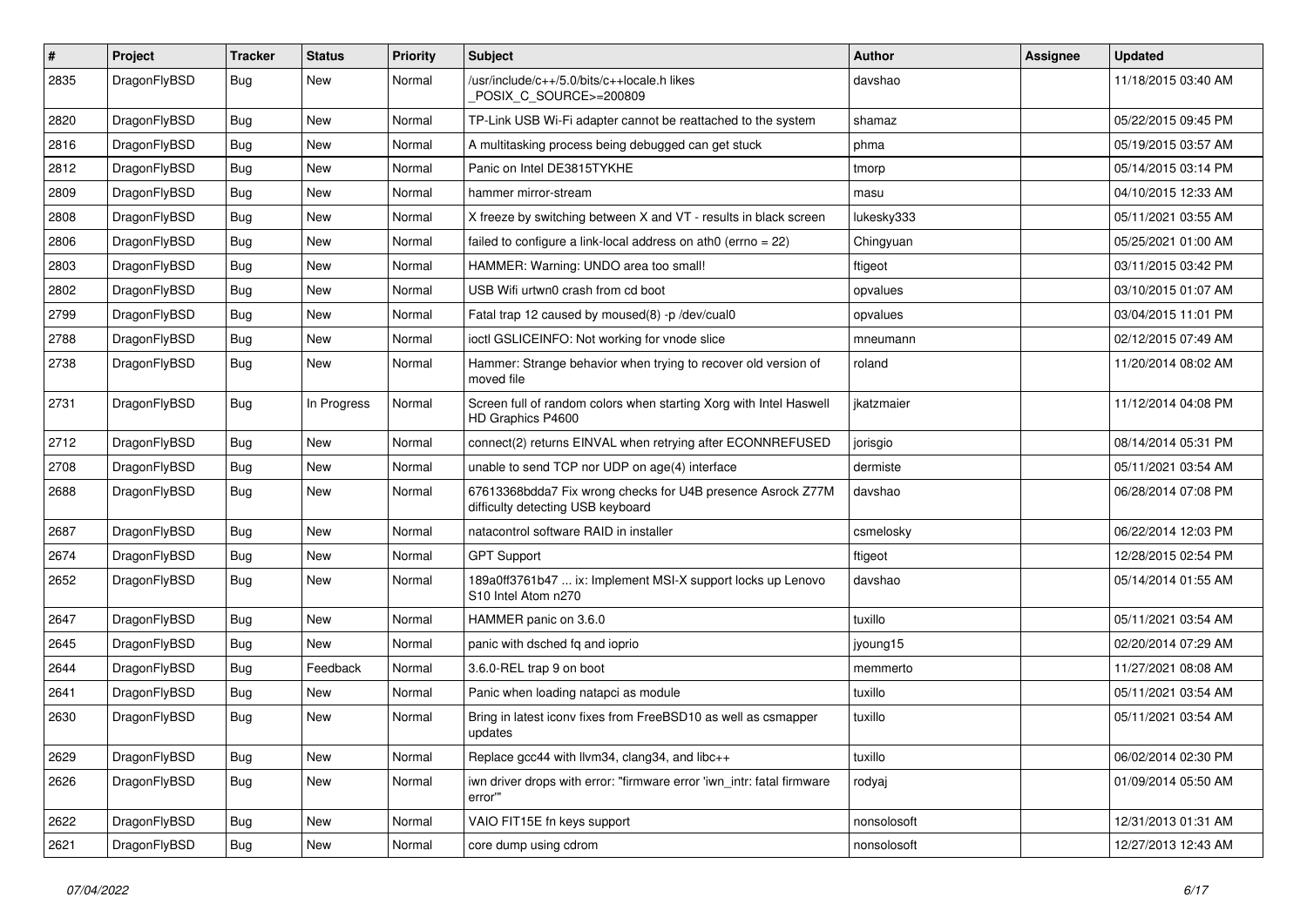| # | Project | Tracker | Status | Priority | Subject | Author | Assignee | Updated |
|---|---|---|---|---|---|---|---|---|
| 2835 | DragonFlyBSD | Bug | New | Normal | /usr/include/c++/5.0/bits/c++locale.h likes _POSIX_C_SOURCE>=200809 | davshao | | 11/18/2015 03:40 AM |
| 2820 | DragonFlyBSD | Bug | New | Normal | TP-Link USB Wi-Fi adapter cannot be reattached to the system | shamaz | | 05/22/2015 09:45 PM |
| 2816 | DragonFlyBSD | Bug | New | Normal | A multitasking process being debugged can get stuck | phma | | 05/19/2015 03:57 AM |
| 2812 | DragonFlyBSD | Bug | New | Normal | Panic on Intel DE3815TYKHE | tmorp | | 05/14/2015 03:14 PM |
| 2809 | DragonFlyBSD | Bug | New | Normal | hammer mirror-stream | masu | | 04/10/2015 12:33 AM |
| 2808 | DragonFlyBSD | Bug | New | Normal | X freeze by switching between X and VT - results in black screen | lukesky333 | | 05/11/2021 03:55 AM |
| 2806 | DragonFlyBSD | Bug | New | Normal | failed to configure a link-local address on ath0 (errno = 22) | Chingyuan | | 05/25/2021 01:00 AM |
| 2803 | DragonFlyBSD | Bug | New | Normal | HAMMER: Warning: UNDO area too small! | ftigeot | | 03/11/2015 03:42 PM |
| 2802 | DragonFlyBSD | Bug | New | Normal | USB Wifi urtwn0 crash from cd boot | opvalues | | 03/10/2015 01:07 AM |
| 2799 | DragonFlyBSD | Bug | New | Normal | Fatal trap 12 caused by moused(8) -p /dev/cual0 | opvalues | | 03/04/2015 11:01 PM |
| 2788 | DragonFlyBSD | Bug | New | Normal | ioctl GSLICEINFO: Not working for vnode slice | mneumann | | 02/12/2015 07:49 AM |
| 2738 | DragonFlyBSD | Bug | New | Normal | Hammer: Strange behavior when trying to recover old version of moved file | roland | | 11/20/2014 08:02 AM |
| 2731 | DragonFlyBSD | Bug | In Progress | Normal | Screen full of random colors when starting Xorg with Intel Haswell HD Graphics P4600 | jkatzmaier | | 11/12/2014 04:08 PM |
| 2712 | DragonFlyBSD | Bug | New | Normal | connect(2) returns EINVAL when retrying after ECONNREFUSED | jorisgio | | 08/14/2014 05:31 PM |
| 2708 | DragonFlyBSD | Bug | New | Normal | unable to send TCP nor UDP on age(4) interface | dermiste | | 05/11/2021 03:54 AM |
| 2688 | DragonFlyBSD | Bug | New | Normal | 67613368bdda7 Fix wrong checks for U4B presence Asrock Z77M difficulty detecting USB keyboard | davshao | | 06/28/2014 07:08 PM |
| 2687 | DragonFlyBSD | Bug | New | Normal | natacontrol software RAID in installer | csmelosky | | 06/22/2014 12:03 PM |
| 2674 | DragonFlyBSD | Bug | New | Normal | GPT Support | ftigeot | | 12/28/2015 02:54 PM |
| 2652 | DragonFlyBSD | Bug | New | Normal | 189a0ff3761b47 ... ix: Implement MSI-X support locks up Lenovo S10 Intel Atom n270 | davshao | | 05/14/2014 01:55 AM |
| 2647 | DragonFlyBSD | Bug | New | Normal | HAMMER panic on 3.6.0 | tuxillo | | 05/11/2021 03:54 AM |
| 2645 | DragonFlyBSD | Bug | New | Normal | panic with dsched fq and ioprio | jyoung15 | | 02/20/2014 07:29 AM |
| 2644 | DragonFlyBSD | Bug | Feedback | Normal | 3.6.0-REL trap 9 on boot | memmerto | | 11/27/2021 08:08 AM |
| 2641 | DragonFlyBSD | Bug | New | Normal | Panic when loading natapci as module | tuxillo | | 05/11/2021 03:54 AM |
| 2630 | DragonFlyBSD | Bug | New | Normal | Bring in latest iconv fixes from FreeBSD10 as well as csmapper updates | tuxillo | | 05/11/2021 03:54 AM |
| 2629 | DragonFlyBSD | Bug | New | Normal | Replace gcc44 with llvm34, clang34, and libc++ | tuxillo | | 06/02/2014 02:30 PM |
| 2626 | DragonFlyBSD | Bug | New | Normal | iwn driver drops with error: "firmware error 'iwn_intr: fatal firmware error'" | rodyaj | | 01/09/2014 05:50 AM |
| 2622 | DragonFlyBSD | Bug | New | Normal | VAIO FIT15E fn keys support | nonsolosoft | | 12/31/2013 01:31 AM |
| 2621 | DragonFlyBSD | Bug | New | Normal | core dump using cdrom | nonsolosoft | | 12/27/2013 12:43 AM |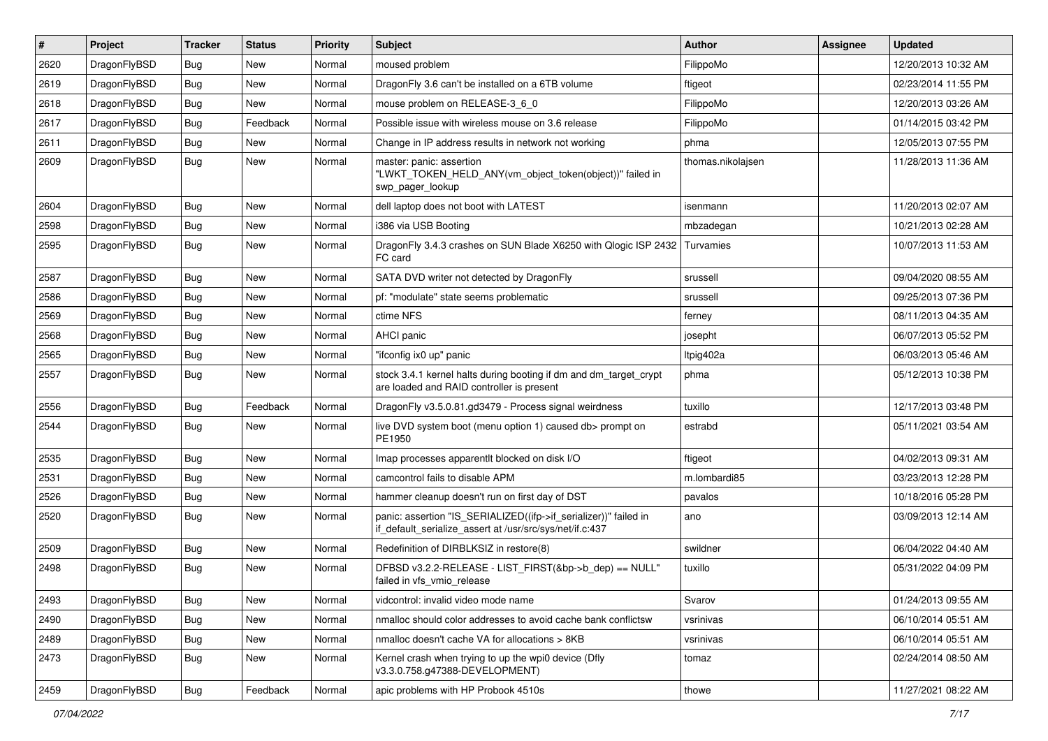| # | Project | Tracker | Status | Priority | Subject | Author | Assignee | Updated |
|---|---|---|---|---|---|---|---|---|
| 2620 | DragonFlyBSD | Bug | New | Normal | moused problem | FilippoMo | | 12/20/2013 10:32 AM |
| 2619 | DragonFlyBSD | Bug | New | Normal | DragonFly 3.6 can't be installed on a 6TB volume | ftigeot | | 02/23/2014 11:55 PM |
| 2618 | DragonFlyBSD | Bug | New | Normal | mouse problem on RELEASE-3_6_0 | FilippoMo | | 12/20/2013 03:26 AM |
| 2617 | DragonFlyBSD | Bug | Feedback | Normal | Possible issue with wireless mouse on 3.6 release | FilippoMo | | 01/14/2015 03:42 PM |
| 2611 | DragonFlyBSD | Bug | New | Normal | Change in IP address results in network not working | phma | | 12/05/2013 07:55 PM |
| 2609 | DragonFlyBSD | Bug | New | Normal | master: panic: assertion "LWKT_TOKEN_HELD_ANY(vm_object_token(object))" failed in swp_pager_lookup | thomas.nikolajsen | | 11/28/2013 11:36 AM |
| 2604 | DragonFlyBSD | Bug | New | Normal | dell laptop does not boot with LATEST | isenmann | | 11/20/2013 02:07 AM |
| 2598 | DragonFlyBSD | Bug | New | Normal | i386 via USB Booting | mbzadegan | | 10/21/2013 02:28 AM |
| 2595 | DragonFlyBSD | Bug | New | Normal | DragonFly 3.4.3 crashes on SUN Blade X6250 with Qlogic ISP 2432 FC card | Turvamies | | 10/07/2013 11:53 AM |
| 2587 | DragonFlyBSD | Bug | New | Normal | SATA DVD writer not detected by DragonFly | srussell | | 09/04/2020 08:55 AM |
| 2586 | DragonFlyBSD | Bug | New | Normal | pf: "modulate" state seems problematic | srussell | | 09/25/2013 07:36 PM |
| 2569 | DragonFlyBSD | Bug | New | Normal | ctime NFS | ferney | | 08/11/2013 04:35 AM |
| 2568 | DragonFlyBSD | Bug | New | Normal | AHCI panic | josepht | | 06/07/2013 05:52 PM |
| 2565 | DragonFlyBSD | Bug | New | Normal | "ifconfig ix0 up" panic | Itpig402a | | 06/03/2013 05:46 AM |
| 2557 | DragonFlyBSD | Bug | New | Normal | stock 3.4.1 kernel halts during booting if dm and dm_target_crypt are loaded and RAID controller is present | phma | | 05/12/2013 10:38 PM |
| 2556 | DragonFlyBSD | Bug | Feedback | Normal | DragonFly v3.5.0.81.gd3479 - Process signal weirdness | tuxillo | | 12/17/2013 03:48 PM |
| 2544 | DragonFlyBSD | Bug | New | Normal | live DVD system boot (menu option 1) caused db> prompt on PE1950 | estrabd | | 05/11/2021 03:54 AM |
| 2535 | DragonFlyBSD | Bug | New | Normal | Imap processes apparentlt blocked on disk I/O | ftigeot | | 04/02/2013 09:31 AM |
| 2531 | DragonFlyBSD | Bug | New | Normal | camcontrol fails to disable APM | m.lombardi85 | | 03/23/2013 12:28 PM |
| 2526 | DragonFlyBSD | Bug | New | Normal | hammer cleanup doesn't run on first day of DST | pavalos | | 10/18/2016 05:28 PM |
| 2520 | DragonFlyBSD | Bug | New | Normal | panic: assertion "IS_SERIALIZED((ifp->if_serializer))" failed in if_default_serialize_assert at /usr/src/sys/net/if.c:437 | ano | | 03/09/2013 12:14 AM |
| 2509 | DragonFlyBSD | Bug | New | Normal | Redefinition of DIRBLKSIZ in restore(8) | swildner | | 06/04/2022 04:40 AM |
| 2498 | DragonFlyBSD | Bug | New | Normal | DFBSD v3.2.2-RELEASE - LIST_FIRST(&bp->b_dep) == NULL" failed in vfs_vmio_release | tuxillo | | 05/31/2022 04:09 PM |
| 2493 | DragonFlyBSD | Bug | New | Normal | vidcontrol: invalid video mode name | Svarov | | 01/24/2013 09:55 AM |
| 2490 | DragonFlyBSD | Bug | New | Normal | nmalloc should color addresses to avoid cache bank conflictsw | vsrinivas | | 06/10/2014 05:51 AM |
| 2489 | DragonFlyBSD | Bug | New | Normal | nmalloc doesn't cache VA for allocations > 8KB | vsrinivas | | 06/10/2014 05:51 AM |
| 2473 | DragonFlyBSD | Bug | New | Normal | Kernel crash when trying to up the wpi0 device (Dfly v3.3.0.758.g47388-DEVELOPMENT) | tomaz | | 02/24/2014 08:50 AM |
| 2459 | DragonFlyBSD | Bug | Feedback | Normal | apic problems with HP Probook 4510s | thowe | | 11/27/2021 08:22 AM |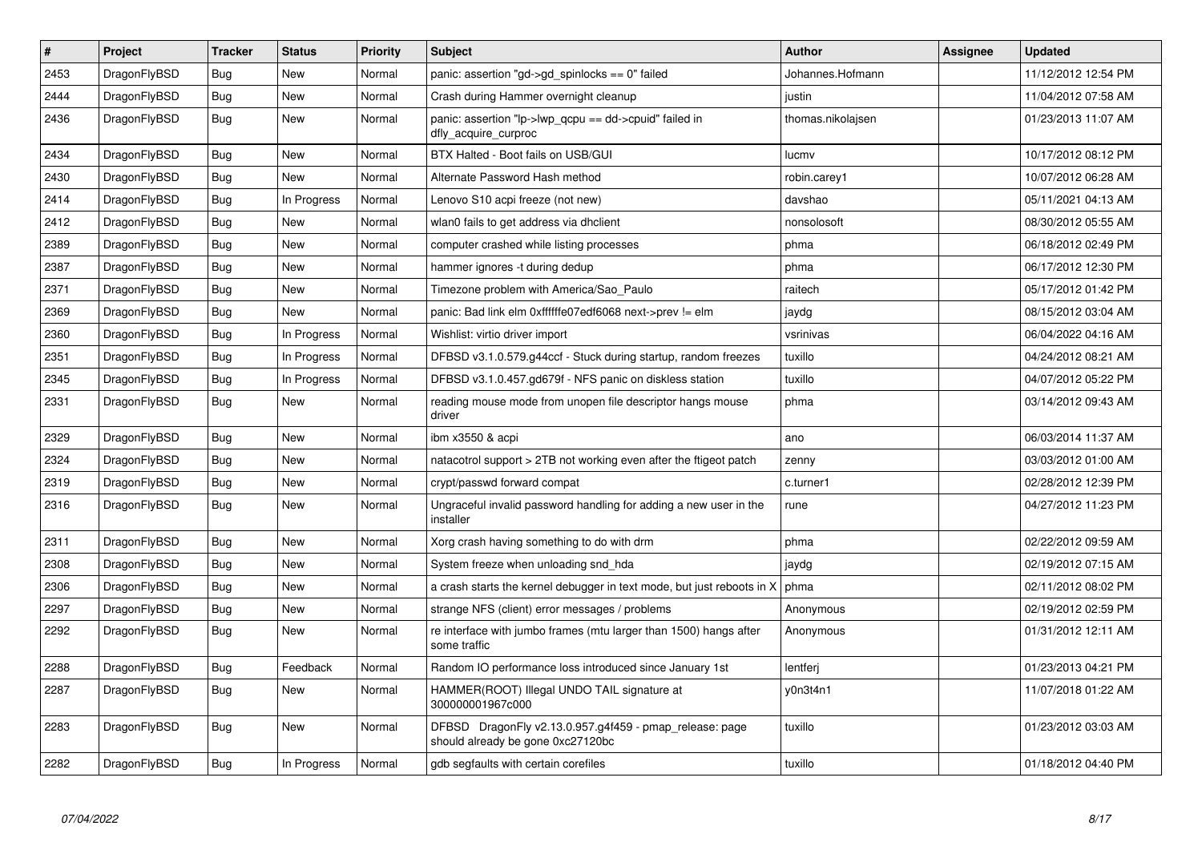| # | Project | Tracker | Status | Priority | Subject | Author | Assignee | Updated |
|---|---|---|---|---|---|---|---|---|
| 2453 | DragonFlyBSD | Bug | New | Normal | panic: assertion "gd->gd_spinlocks == 0" failed | Johannes.Hofmann | | 11/12/2012 12:54 PM |
| 2444 | DragonFlyBSD | Bug | New | Normal | Crash during Hammer overnight cleanup | justin | | 11/04/2012 07:58 AM |
| 2436 | DragonFlyBSD | Bug | New | Normal | panic: assertion "lp->lwp_qcpu == dd->cpuid" failed in dfly_acquire_curproc | thomas.nikolajsen | | 01/23/2013 11:07 AM |
| 2434 | DragonFlyBSD | Bug | New | Normal | BTX Halted - Boot fails on USB/GUI | lucmv | | 10/17/2012 08:12 PM |
| 2430 | DragonFlyBSD | Bug | New | Normal | Alternate Password Hash method | robin.carey1 | | 10/07/2012 06:28 AM |
| 2414 | DragonFlyBSD | Bug | In Progress | Normal | Lenovo S10 acpi freeze (not new) | davshao | | 05/11/2021 04:13 AM |
| 2412 | DragonFlyBSD | Bug | New | Normal | wlan0 fails to get address via dhclient | nonsolosoft | | 08/30/2012 05:55 AM |
| 2389 | DragonFlyBSD | Bug | New | Normal | computer crashed while listing processes | phma | | 06/18/2012 02:49 PM |
| 2387 | DragonFlyBSD | Bug | New | Normal | hammer ignores -t during dedup | phma | | 06/17/2012 12:30 PM |
| 2371 | DragonFlyBSD | Bug | New | Normal | Timezone problem with America/Sao_Paulo | raitech | | 05/17/2012 01:42 PM |
| 2369 | DragonFlyBSD | Bug | New | Normal | panic: Bad link elm 0xffffffe07edf6068 next->prev != elm | jaydg | | 08/15/2012 03:04 AM |
| 2360 | DragonFlyBSD | Bug | In Progress | Normal | Wishlist: virtio driver import | vsrinivas | | 06/04/2022 04:16 AM |
| 2351 | DragonFlyBSD | Bug | In Progress | Normal | DFBSD v3.1.0.579.g44ccf - Stuck during startup, random freezes | tuxillo | | 04/24/2012 08:21 AM |
| 2345 | DragonFlyBSD | Bug | In Progress | Normal | DFBSD v3.1.0.457.gd679f - NFS panic on diskless station | tuxillo | | 04/07/2012 05:22 PM |
| 2331 | DragonFlyBSD | Bug | New | Normal | reading mouse mode from unopen file descriptor hangs mouse driver | phma | | 03/14/2012 09:43 AM |
| 2329 | DragonFlyBSD | Bug | New | Normal | ibm x3550 & acpi | ano | | 06/03/2014 11:37 AM |
| 2324 | DragonFlyBSD | Bug | New | Normal | natacotrol support > 2TB not working even after the ftigeot patch | zenny | | 03/03/2012 01:00 AM |
| 2319 | DragonFlyBSD | Bug | New | Normal | crypt/passwd forward compat | c.turner1 | | 02/28/2012 12:39 PM |
| 2316 | DragonFlyBSD | Bug | New | Normal | Ungraceful invalid password handling for adding a new user in the installer | rune | | 04/27/2012 11:23 PM |
| 2311 | DragonFlyBSD | Bug | New | Normal | Xorg crash having something to do with drm | phma | | 02/22/2012 09:59 AM |
| 2308 | DragonFlyBSD | Bug | New | Normal | System freeze when unloading snd_hda | jaydg | | 02/19/2012 07:15 AM |
| 2306 | DragonFlyBSD | Bug | New | Normal | a crash starts the kernel debugger in text mode, but just reboots in X | phma | | 02/11/2012 08:02 PM |
| 2297 | DragonFlyBSD | Bug | New | Normal | strange NFS (client) error messages / problems | Anonymous | | 02/19/2012 02:59 PM |
| 2292 | DragonFlyBSD | Bug | New | Normal | re interface with jumbo frames (mtu larger than 1500) hangs after some traffic | Anonymous | | 01/31/2012 12:11 AM |
| 2288 | DragonFlyBSD | Bug | Feedback | Normal | Random IO performance loss introduced since January 1st | lentferj | | 01/23/2013 04:21 PM |
| 2287 | DragonFlyBSD | Bug | New | Normal | HAMMER(ROOT) Illegal UNDO TAIL signature at 300000001967c000 | y0n3t4n1 | | 11/07/2018 01:22 AM |
| 2283 | DragonFlyBSD | Bug | New | Normal | DFBSD DragonFly v2.13.0.957.g4f459 - pmap_release: page should already be gone 0xc27120bc | tuxillo | | 01/23/2012 03:03 AM |
| 2282 | DragonFlyBSD | Bug | In Progress | Normal | gdb segfaults with certain corefiles | tuxillo | | 01/18/2012 04:40 PM |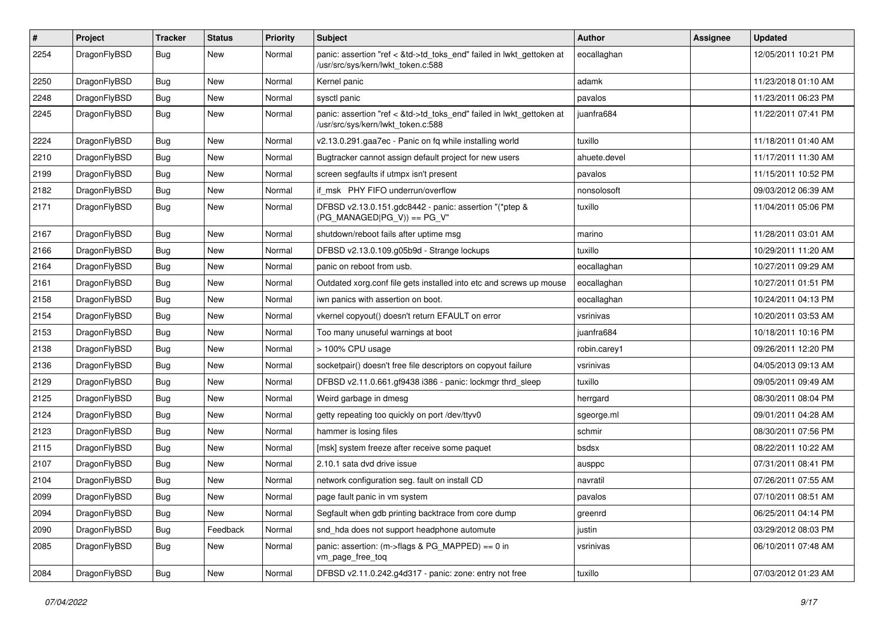| # | Project | Tracker | Status | Priority | Subject | Author | Assignee | Updated |
|---|---|---|---|---|---|---|---|---|
| 2254 | DragonFlyBSD | Bug | New | Normal | panic: assertion "ref < &td->td_toks_end" failed in lwkt_gettoken at /usr/src/sys/kern/lwkt_token.c:588 | eocallaghan | | 12/05/2011 10:21 PM |
| 2250 | DragonFlyBSD | Bug | New | Normal | Kernel panic | adamk | | 11/23/2018 01:10 AM |
| 2248 | DragonFlyBSD | Bug | New | Normal | sysctl panic | pavalos | | 11/23/2011 06:23 PM |
| 2245 | DragonFlyBSD | Bug | New | Normal | panic: assertion "ref < &td->td_toks_end" failed in lwkt_gettoken at /usr/src/sys/kern/lwkt_token.c:588 | juanfra684 | | 11/22/2011 07:41 PM |
| 2224 | DragonFlyBSD | Bug | New | Normal | v2.13.0.291.gaa7ec - Panic on fq while installing world | tuxillo | | 11/18/2011 01:40 AM |
| 2210 | DragonFlyBSD | Bug | New | Normal | Bugtracker cannot assign default project for new users | ahuete.devel | | 11/17/2011 11:30 AM |
| 2199 | DragonFlyBSD | Bug | New | Normal | screen segfaults if utmpx isn't present | pavalos | | 11/15/2011 10:52 PM |
| 2182 | DragonFlyBSD | Bug | New | Normal | if_msk PHY FIFO underrun/overflow | nonsolosoft | | 09/03/2012 06:39 AM |
| 2171 | DragonFlyBSD | Bug | New | Normal | DFBSD v2.13.0.151.gdc8442 - panic: assertion "(*ptep & (PG_MANAGED\|PG_V)) == PG_V" | tuxillo | | 11/04/2011 05:06 PM |
| 2167 | DragonFlyBSD | Bug | New | Normal | shutdown/reboot fails after uptime msg | marino | | 11/28/2011 03:01 AM |
| 2166 | DragonFlyBSD | Bug | New | Normal | DFBSD v2.13.0.109.g05b9d - Strange lockups | tuxillo | | 10/29/2011 11:20 AM |
| 2164 | DragonFlyBSD | Bug | New | Normal | panic on reboot from usb. | eocallaghan | | 10/27/2011 09:29 AM |
| 2161 | DragonFlyBSD | Bug | New | Normal | Outdated xorg.conf file gets installed into etc and screws up mouse | eocallaghan | | 10/27/2011 01:51 PM |
| 2158 | DragonFlyBSD | Bug | New | Normal | iwn panics with assertion on boot. | eocallaghan | | 10/24/2011 04:13 PM |
| 2154 | DragonFlyBSD | Bug | New | Normal | vkernel copyout() doesn't return EFAULT on error | vsrinivas | | 10/20/2011 03:53 AM |
| 2153 | DragonFlyBSD | Bug | New | Normal | Too many unuseful warnings at boot | juanfra684 | | 10/18/2011 10:16 PM |
| 2138 | DragonFlyBSD | Bug | New | Normal | > 100% CPU usage | robin.carey1 | | 09/26/2011 12:20 PM |
| 2136 | DragonFlyBSD | Bug | New | Normal | socketpair() doesn't free file descriptors on copyout failure | vsrinivas | | 04/05/2013 09:13 AM |
| 2129 | DragonFlyBSD | Bug | New | Normal | DFBSD v2.11.0.661.gf9438 i386 - panic: lockmgr thrd_sleep | tuxillo | | 09/05/2011 09:49 AM |
| 2125 | DragonFlyBSD | Bug | New | Normal | Weird garbage in dmesg | herrgard | | 08/30/2011 08:04 PM |
| 2124 | DragonFlyBSD | Bug | New | Normal | getty repeating too quickly on port /dev/ttyv0 | sgeorge.ml | | 09/01/2011 04:28 AM |
| 2123 | DragonFlyBSD | Bug | New | Normal | hammer is losing files | schmir | | 08/30/2011 07:56 PM |
| 2115 | DragonFlyBSD | Bug | New | Normal | [msk] system freeze after receive some paquet | bsdsx | | 08/22/2011 10:22 AM |
| 2107 | DragonFlyBSD | Bug | New | Normal | 2.10.1 sata dvd drive issue | ausppc | | 07/31/2011 08:41 PM |
| 2104 | DragonFlyBSD | Bug | New | Normal | network configuration seg. fault on install CD | navratil | | 07/26/2011 07:55 AM |
| 2099 | DragonFlyBSD | Bug | New | Normal | page fault panic in vm system | pavalos | | 07/10/2011 08:51 AM |
| 2094 | DragonFlyBSD | Bug | New | Normal | Segfault when gdb printing backtrace from core dump | greenrd | | 06/25/2011 04:14 PM |
| 2090 | DragonFlyBSD | Bug | Feedback | Normal | snd_hda does not support headphone automute | justin | | 03/29/2012 08:03 PM |
| 2085 | DragonFlyBSD | Bug | New | Normal | panic: assertion: (m->flags & PG_MAPPED) == 0 in vm_page_free_toq | vsrinivas | | 06/10/2011 07:48 AM |
| 2084 | DragonFlyBSD | Bug | New | Normal | DFBSD v2.11.0.242.g4d317 - panic: zone: entry not free | tuxillo | | 07/03/2012 01:23 AM |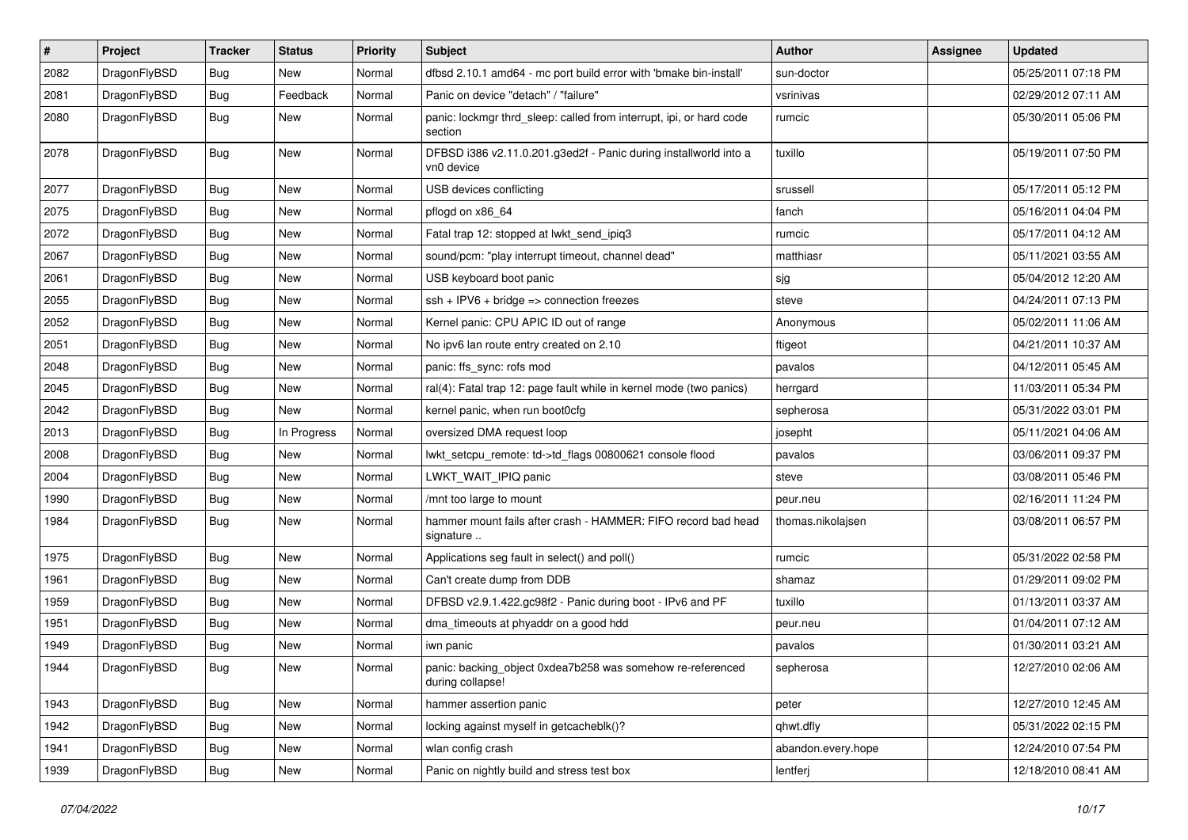| # | Project | Tracker | Status | Priority | Subject | Author | Assignee | Updated |
|---|---|---|---|---|---|---|---|---|
| 2082 | DragonFlyBSD | Bug | New | Normal | dfbsd 2.10.1 amd64 - mc port build error with 'bmake bin-install' | sun-doctor | | 05/25/2011 07:18 PM |
| 2081 | DragonFlyBSD | Bug | Feedback | Normal | Panic on device "detach" / "failure" | vsrinivas | | 02/29/2012 07:11 AM |
| 2080 | DragonFlyBSD | Bug | New | Normal | panic: lockmgr thrd_sleep: called from interrupt, ipi, or hard code section | rumcic | | 05/30/2011 05:06 PM |
| 2078 | DragonFlyBSD | Bug | New | Normal | DFBSD i386 v2.11.0.201.g3ed2f - Panic during installworld into a vn0 device | tuxillo | | 05/19/2011 07:50 PM |
| 2077 | DragonFlyBSD | Bug | New | Normal | USB devices conflicting | srussell | | 05/17/2011 05:12 PM |
| 2075 | DragonFlyBSD | Bug | New | Normal | pflogd on x86_64 | fanch | | 05/16/2011 04:04 PM |
| 2072 | DragonFlyBSD | Bug | New | Normal | Fatal trap 12: stopped at lwkt_send_ipiq3 | rumcic | | 05/17/2011 04:12 AM |
| 2067 | DragonFlyBSD | Bug | New | Normal | sound/pcm: "play interrupt timeout, channel dead" | matthiasr | | 05/11/2021 03:55 AM |
| 2061 | DragonFlyBSD | Bug | New | Normal | USB keyboard boot panic | sjg | | 05/04/2012 12:20 AM |
| 2055 | DragonFlyBSD | Bug | New | Normal | ssh + IPV6 + bridge => connection freezes | steve | | 04/24/2011 07:13 PM |
| 2052 | DragonFlyBSD | Bug | New | Normal | Kernel panic: CPU APIC ID out of range | Anonymous | | 05/02/2011 11:06 AM |
| 2051 | DragonFlyBSD | Bug | New | Normal | No ipv6 lan route entry created on 2.10 | ftigeot | | 04/21/2011 10:37 AM |
| 2048 | DragonFlyBSD | Bug | New | Normal | panic: ffs_sync: rofs mod | pavalos | | 04/12/2011 05:45 AM |
| 2045 | DragonFlyBSD | Bug | New | Normal | ral(4): Fatal trap 12: page fault while in kernel mode (two panics) | herrgard | | 11/03/2011 05:34 PM |
| 2042 | DragonFlyBSD | Bug | New | Normal | kernel panic, when run boot0cfg | sepherosa | | 05/31/2022 03:01 PM |
| 2013 | DragonFlyBSD | Bug | In Progress | Normal | oversized DMA request loop | josepht | | 05/11/2021 04:06 AM |
| 2008 | DragonFlyBSD | Bug | New | Normal | lwkt_setcpu_remote: td->td_flags 00800621 console flood | pavalos | | 03/06/2011 09:37 PM |
| 2004 | DragonFlyBSD | Bug | New | Normal | LWKT_WAIT_IPIQ panic | steve | | 03/08/2011 05:46 PM |
| 1990 | DragonFlyBSD | Bug | New | Normal | /mnt too large to mount | peur.neu | | 02/16/2011 11:24 PM |
| 1984 | DragonFlyBSD | Bug | New | Normal | hammer mount fails after crash - HAMMER: FIFO record bad head signature .. | thomas.nikolajsen | | 03/08/2011 06:57 PM |
| 1975 | DragonFlyBSD | Bug | New | Normal | Applications seg fault in select() and poll() | rumcic | | 05/31/2022 02:58 PM |
| 1961 | DragonFlyBSD | Bug | New | Normal | Can't create dump from DDB | shamaz | | 01/29/2011 09:02 PM |
| 1959 | DragonFlyBSD | Bug | New | Normal | DFBSD v2.9.1.422.gc98f2 - Panic during boot - IPv6 and PF | tuxillo | | 01/13/2011 03:37 AM |
| 1951 | DragonFlyBSD | Bug | New | Normal | dma_timeouts at phyaddr on a good hdd | peur.neu | | 01/04/2011 07:12 AM |
| 1949 | DragonFlyBSD | Bug | New | Normal | iwn panic | pavalos | | 01/30/2011 03:21 AM |
| 1944 | DragonFlyBSD | Bug | New | Normal | panic: backing_object 0xdea7b258 was somehow re-referenced during collapse! | sepherosa | | 12/27/2010 02:06 AM |
| 1943 | DragonFlyBSD | Bug | New | Normal | hammer assertion panic | peter | | 12/27/2010 12:45 AM |
| 1942 | DragonFlyBSD | Bug | New | Normal | locking against myself in getcacheblk()? | qhwt.dfly | | 05/31/2022 02:15 PM |
| 1941 | DragonFlyBSD | Bug | New | Normal | wlan config crash | abandon.every.hope | | 12/24/2010 07:54 PM |
| 1939 | DragonFlyBSD | Bug | New | Normal | Panic on nightly build and stress test box | lentferj | | 12/18/2010 08:41 AM |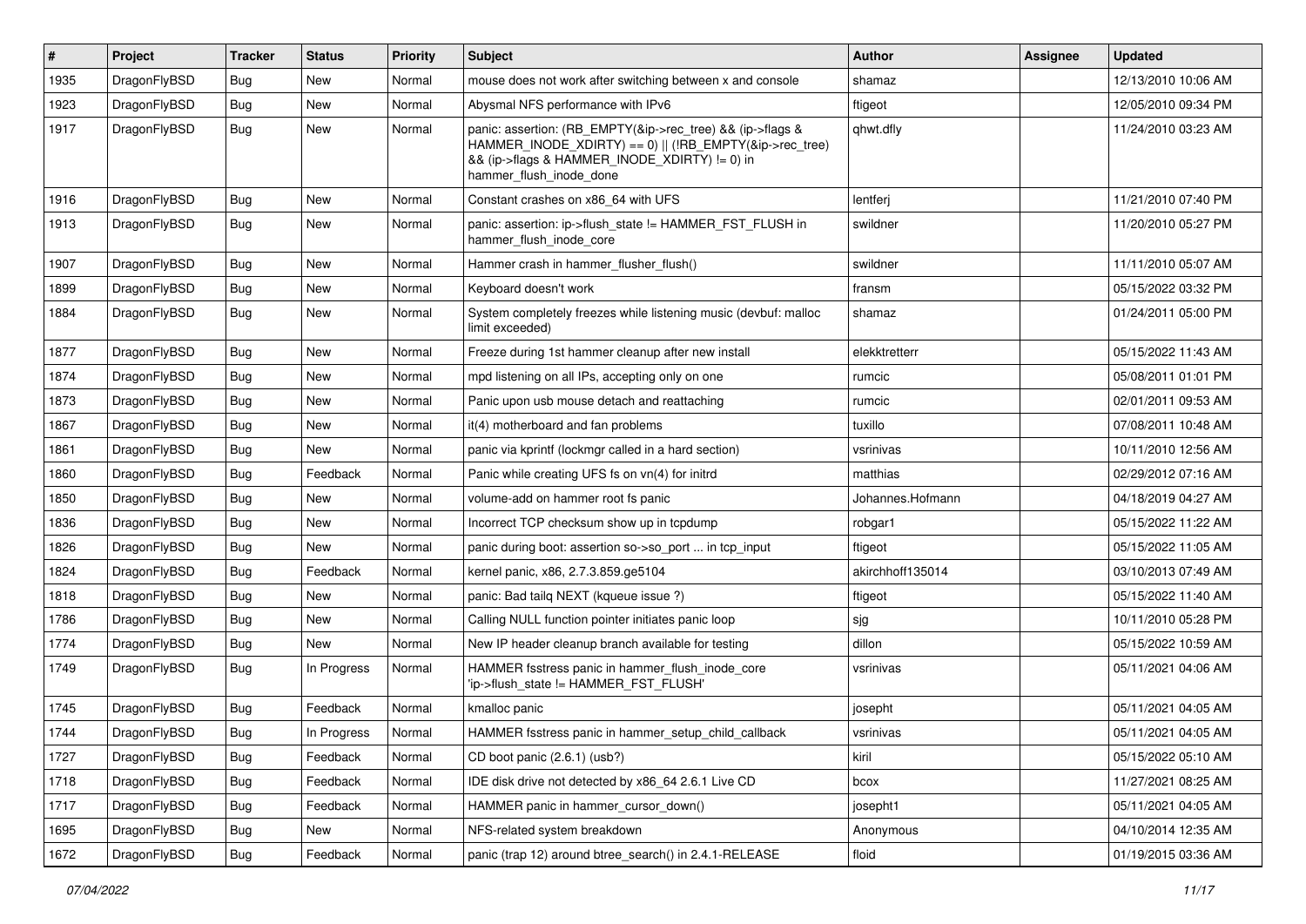| # | Project | Tracker | Status | Priority | Subject | Author | Assignee | Updated |
|---|---|---|---|---|---|---|---|---|
| 1935 | DragonFlyBSD | Bug | New | Normal | mouse does not work after switching between x and console | shamaz | | 12/13/2010 10:06 AM |
| 1923 | DragonFlyBSD | Bug | New | Normal | Abysmal NFS performance with IPv6 | ftigeot | | 12/05/2010 09:34 PM |
| 1917 | DragonFlyBSD | Bug | New | Normal | panic: assertion: (RB_EMPTY(&ip->rec_tree) && (ip->flags & HAMMER_INODE_XDIRTY) == 0) \|\| (!RB_EMPTY(&ip->rec_tree) && (ip->flags & HAMMER_INODE_XDIRTY) != 0) in hammer_flush_inode_done | qhwt.dfly | | 11/24/2010 03:23 AM |
| 1916 | DragonFlyBSD | Bug | New | Normal | Constant crashes on x86_64 with UFS | lentferj | | 11/21/2010 07:40 PM |
| 1913 | DragonFlyBSD | Bug | New | Normal | panic: assertion: ip->flush_state != HAMMER_FST_FLUSH in hammer_flush_inode_core | swildner | | 11/20/2010 05:27 PM |
| 1907 | DragonFlyBSD | Bug | New | Normal | Hammer crash in hammer_flusher_flush() | swildner | | 11/11/2010 05:07 AM |
| 1899 | DragonFlyBSD | Bug | New | Normal | Keyboard doesn't work | fransm | | 05/15/2022 03:32 PM |
| 1884 | DragonFlyBSD | Bug | New | Normal | System completely freezes while listening music (devbuf: malloc limit exceeded) | shamaz | | 01/24/2011 05:00 PM |
| 1877 | DragonFlyBSD | Bug | New | Normal | Freeze during 1st hammer cleanup after new install | elekktretterr | | 05/15/2022 11:43 AM |
| 1874 | DragonFlyBSD | Bug | New | Normal | mpd listening on all IPs, accepting only on one | rumcic | | 05/08/2011 01:01 PM |
| 1873 | DragonFlyBSD | Bug | New | Normal | Panic upon usb mouse detach and reattaching | rumcic | | 02/01/2011 09:53 AM |
| 1867 | DragonFlyBSD | Bug | New | Normal | it(4) motherboard and fan problems | tuxillo | | 07/08/2011 10:48 AM |
| 1861 | DragonFlyBSD | Bug | New | Normal | panic via kprintf (lockmgr called in a hard section) | vsrinivas | | 10/11/2010 12:56 AM |
| 1860 | DragonFlyBSD | Bug | Feedback | Normal | Panic while creating UFS fs on vn(4) for initrd | matthias | | 02/29/2012 07:16 AM |
| 1850 | DragonFlyBSD | Bug | New | Normal | volume-add on hammer root fs panic | Johannes.Hofmann | | 04/18/2019 04:27 AM |
| 1836 | DragonFlyBSD | Bug | New | Normal | Incorrect TCP checksum show up in tcpdump | robgar1 | | 05/15/2022 11:22 AM |
| 1826 | DragonFlyBSD | Bug | New | Normal | panic during boot: assertion so->so_port ... in tcp_input | ftigeot | | 05/15/2022 11:05 AM |
| 1824 | DragonFlyBSD | Bug | Feedback | Normal | kernel panic, x86, 2.7.3.859.ge5104 | akirchhoff135014 | | 03/10/2013 07:49 AM |
| 1818 | DragonFlyBSD | Bug | New | Normal | panic: Bad tailq NEXT (kqueue issue ?) | ftigeot | | 05/15/2022 11:40 AM |
| 1786 | DragonFlyBSD | Bug | New | Normal | Calling NULL function pointer initiates panic loop | sjg | | 10/11/2010 05:28 PM |
| 1774 | DragonFlyBSD | Bug | New | Normal | New IP header cleanup branch available for testing | dillon | | 05/15/2022 10:59 AM |
| 1749 | DragonFlyBSD | Bug | In Progress | Normal | HAMMER fsstress panic in hammer_flush_inode_core 'ip->flush_state != HAMMER_FST_FLUSH' | vsrinivas | | 05/11/2021 04:06 AM |
| 1745 | DragonFlyBSD | Bug | Feedback | Normal | kmalloc panic | josepht | | 05/11/2021 04:05 AM |
| 1744 | DragonFlyBSD | Bug | In Progress | Normal | HAMMER fsstress panic in hammer_setup_child_callback | vsrinivas | | 05/11/2021 04:05 AM |
| 1727 | DragonFlyBSD | Bug | Feedback | Normal | CD boot panic (2.6.1) (usb?) | kiril | | 05/15/2022 05:10 AM |
| 1718 | DragonFlyBSD | Bug | Feedback | Normal | IDE disk drive not detected by x86_64 2.6.1 Live CD | bcox | | 11/27/2021 08:25 AM |
| 1717 | DragonFlyBSD | Bug | Feedback | Normal | HAMMER panic in hammer_cursor_down() | josepht1 | | 05/11/2021 04:05 AM |
| 1695 | DragonFlyBSD | Bug | New | Normal | NFS-related system breakdown | Anonymous | | 04/10/2014 12:35 AM |
| 1672 | DragonFlyBSD | Bug | Feedback | Normal | panic (trap 12) around btree_search() in 2.4.1-RELEASE | floid | | 01/19/2015 03:36 AM |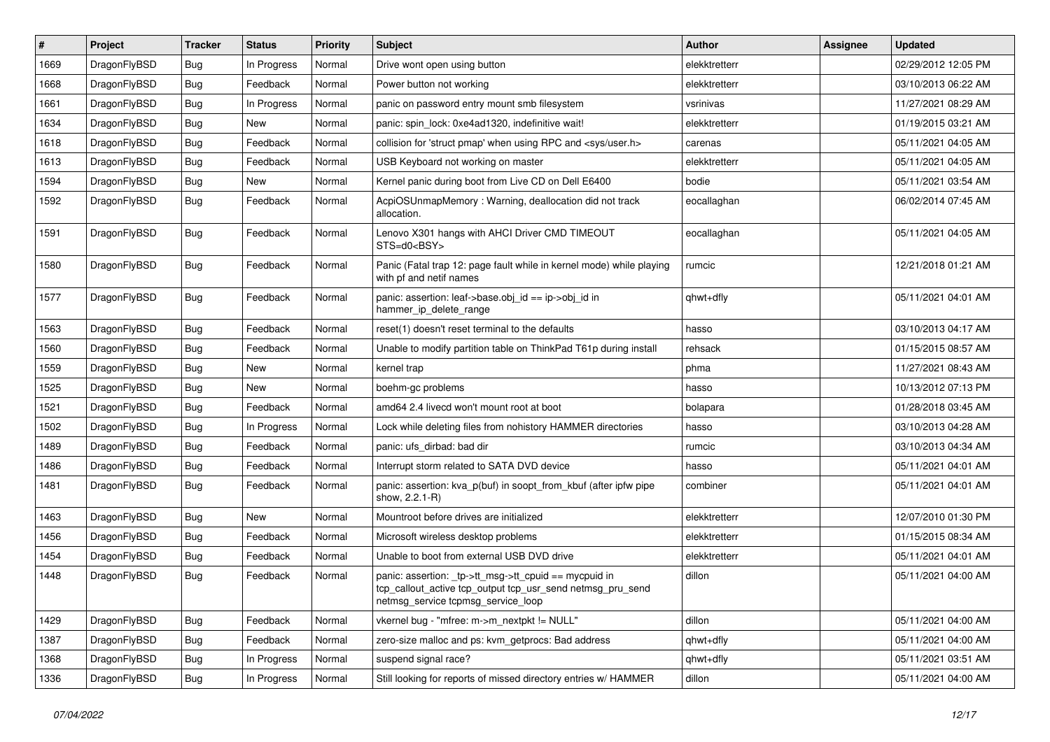| # | Project | Tracker | Status | Priority | Subject | Author | Assignee | Updated |
|---|---|---|---|---|---|---|---|---|
| 1669 | DragonFlyBSD | Bug | In Progress | Normal | Drive wont open using button | elekktretterr | | 02/29/2012 12:05 PM |
| 1668 | DragonFlyBSD | Bug | Feedback | Normal | Power button not working | elekktretterr | | 03/10/2013 06:22 AM |
| 1661 | DragonFlyBSD | Bug | In Progress | Normal | panic on password entry mount smb filesystem | vsrinivas | | 11/27/2021 08:29 AM |
| 1634 | DragonFlyBSD | Bug | New | Normal | panic: spin_lock: 0xe4ad1320, indefinitive wait! | elekktretterr | | 01/19/2015 03:21 AM |
| 1618 | DragonFlyBSD | Bug | Feedback | Normal | collision for 'struct pmap' when using RPC and <sys/user.h> | carenas | | 05/11/2021 04:05 AM |
| 1613 | DragonFlyBSD | Bug | Feedback | Normal | USB Keyboard not working on master | elekktretterr | | 05/11/2021 04:05 AM |
| 1594 | DragonFlyBSD | Bug | New | Normal | Kernel panic during boot from Live CD on Dell E6400 | bodie | | 05/11/2021 03:54 AM |
| 1592 | DragonFlyBSD | Bug | Feedback | Normal | AcpiOSUnmapMemory : Warning, deallocation did not track allocation. | eocallaghan | | 06/02/2014 07:45 AM |
| 1591 | DragonFlyBSD | Bug | Feedback | Normal | Lenovo X301 hangs with AHCI Driver CMD TIMEOUT STS=d0<BSY> | eocallaghan | | 05/11/2021 04:05 AM |
| 1580 | DragonFlyBSD | Bug | Feedback | Normal | Panic (Fatal trap 12: page fault while in kernel mode) while playing with pf and netif names | rumcic | | 12/21/2018 01:21 AM |
| 1577 | DragonFlyBSD | Bug | Feedback | Normal | panic: assertion: leaf->base.obj_id == ip->obj_id in hammer_ip_delete_range | qhwt+dfly | | 05/11/2021 04:01 AM |
| 1563 | DragonFlyBSD | Bug | Feedback | Normal | reset(1) doesn't reset terminal to the defaults | hasso | | 03/10/2013 04:17 AM |
| 1560 | DragonFlyBSD | Bug | Feedback | Normal | Unable to modify partition table on ThinkPad T61p during install | rehsack | | 01/15/2015 08:57 AM |
| 1559 | DragonFlyBSD | Bug | New | Normal | kernel trap | phma | | 11/27/2021 08:43 AM |
| 1525 | DragonFlyBSD | Bug | New | Normal | boehm-gc problems | hasso | | 10/13/2012 07:13 PM |
| 1521 | DragonFlyBSD | Bug | Feedback | Normal | amd64 2.4 livecd won't mount root at boot | bolapara | | 01/28/2018 03:45 AM |
| 1502 | DragonFlyBSD | Bug | In Progress | Normal | Lock while deleting files from nohistory HAMMER directories | hasso | | 03/10/2013 04:28 AM |
| 1489 | DragonFlyBSD | Bug | Feedback | Normal | panic: ufs_dirbad: bad dir | rumcic | | 03/10/2013 04:34 AM |
| 1486 | DragonFlyBSD | Bug | Feedback | Normal | Interrupt storm related to SATA DVD device | hasso | | 05/11/2021 04:01 AM |
| 1481 | DragonFlyBSD | Bug | Feedback | Normal | panic: assertion: kva_p(buf) in soopt_from_kbuf (after ipfw pipe show, 2.2.1-R) | combiner | | 05/11/2021 04:01 AM |
| 1463 | DragonFlyBSD | Bug | New | Normal | Mountroot before drives are initialized | elekktretterr | | 12/07/2010 01:30 PM |
| 1456 | DragonFlyBSD | Bug | Feedback | Normal | Microsoft wireless desktop problems | elekktretterr | | 01/15/2015 08:34 AM |
| 1454 | DragonFlyBSD | Bug | Feedback | Normal | Unable to boot from external USB DVD drive | elekktretterr | | 05/11/2021 04:01 AM |
| 1448 | DragonFlyBSD | Bug | Feedback | Normal | panic: assertion: _tp->tt_msg->tt_cpuid == mycpuid in tcp_callout_active tcp_output tcp_usr_send netmsg_pru_send netmsg_service tcpmsg_service_loop | dillon | | 05/11/2021 04:00 AM |
| 1429 | DragonFlyBSD | Bug | Feedback | Normal | vkernel bug - "mfree: m->m_nextpkt != NULL" | dillon | | 05/11/2021 04:00 AM |
| 1387 | DragonFlyBSD | Bug | Feedback | Normal | zero-size malloc and ps: kvm_getprocs: Bad address | qhwt+dfly | | 05/11/2021 04:00 AM |
| 1368 | DragonFlyBSD | Bug | In Progress | Normal | suspend signal race? | qhwt+dfly | | 05/11/2021 03:51 AM |
| 1336 | DragonFlyBSD | Bug | In Progress | Normal | Still looking for reports of missed directory entries w/ HAMMER | dillon | | 05/11/2021 04:00 AM |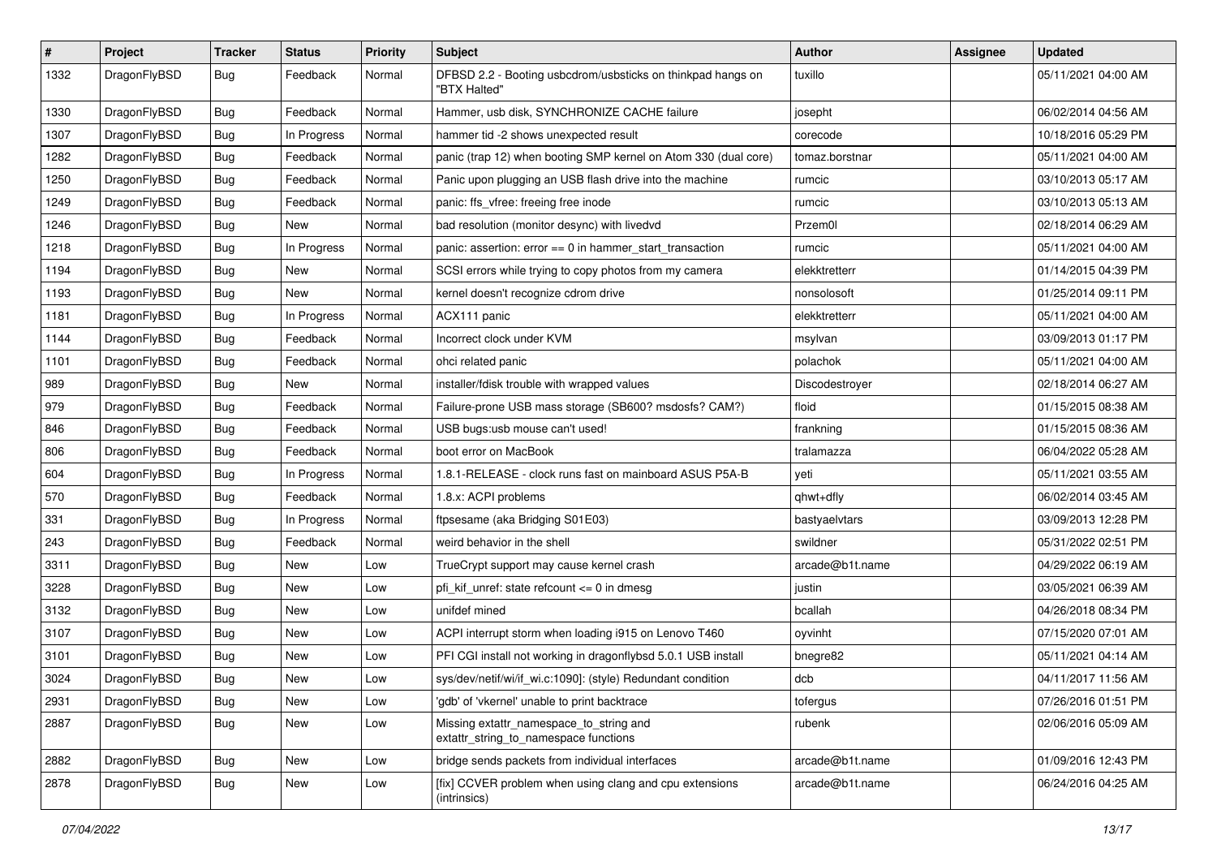| # | Project | Tracker | Status | Priority | Subject | Author | Assignee | Updated |
| --- | --- | --- | --- | --- | --- | --- | --- | --- |
| 1332 | DragonFlyBSD | Bug | Feedback | Normal | DFBSD 2.2 - Booting usbcdrom/usbsticks on thinkpad hangs on "BTX Halted" | tuxillo | | 05/11/2021 04:00 AM |
| 1330 | DragonFlyBSD | Bug | Feedback | Normal | Hammer, usb disk, SYNCHRONIZE CACHE failure | josepht | | 06/02/2014 04:56 AM |
| 1307 | DragonFlyBSD | Bug | In Progress | Normal | hammer tid -2 shows unexpected result | corecode | | 10/18/2016 05:29 PM |
| 1282 | DragonFlyBSD | Bug | Feedback | Normal | panic (trap 12) when booting SMP kernel on Atom 330 (dual core) | tomaz.borstnar | | 05/11/2021 04:00 AM |
| 1250 | DragonFlyBSD | Bug | Feedback | Normal | Panic upon plugging an USB flash drive into the machine | rumcic | | 03/10/2013 05:17 AM |
| 1249 | DragonFlyBSD | Bug | Feedback | Normal | panic: ffs_vfree: freeing free inode | rumcic | | 03/10/2013 05:13 AM |
| 1246 | DragonFlyBSD | Bug | New | Normal | bad resolution (monitor desync) with livedvd | Przem0l | | 02/18/2014 06:29 AM |
| 1218 | DragonFlyBSD | Bug | In Progress | Normal | panic: assertion: error == 0 in hammer_start_transaction | rumcic | | 05/11/2021 04:00 AM |
| 1194 | DragonFlyBSD | Bug | New | Normal | SCSI errors while trying to copy photos from my camera | elekktretterr | | 01/14/2015 04:39 PM |
| 1193 | DragonFlyBSD | Bug | New | Normal | kernel doesn't recognize cdrom drive | nonsolosoft | | 01/25/2014 09:11 PM |
| 1181 | DragonFlyBSD | Bug | In Progress | Normal | ACX111 panic | elekktretterr | | 05/11/2021 04:00 AM |
| 1144 | DragonFlyBSD | Bug | Feedback | Normal | Incorrect clock under KVM | msylvan | | 03/09/2013 01:17 PM |
| 1101 | DragonFlyBSD | Bug | Feedback | Normal | ohci related panic | polachok | | 05/11/2021 04:00 AM |
| 989 | DragonFlyBSD | Bug | New | Normal | installer/fdisk trouble with wrapped values | Discodestroyer | | 02/18/2014 06:27 AM |
| 979 | DragonFlyBSD | Bug | Feedback | Normal | Failure-prone USB mass storage (SB600? msdosfs? CAM?) | floid | | 01/15/2015 08:38 AM |
| 846 | DragonFlyBSD | Bug | Feedback | Normal | USB bugs:usb mouse can't used! | frankning | | 01/15/2015 08:36 AM |
| 806 | DragonFlyBSD | Bug | Feedback | Normal | boot error on MacBook | tralamazza | | 06/04/2022 05:28 AM |
| 604 | DragonFlyBSD | Bug | In Progress | Normal | 1.8.1-RELEASE - clock runs fast on mainboard ASUS P5A-B | yeti | | 05/11/2021 03:55 AM |
| 570 | DragonFlyBSD | Bug | Feedback | Normal | 1.8.x: ACPI problems | qhwt+dfly | | 06/02/2014 03:45 AM |
| 331 | DragonFlyBSD | Bug | In Progress | Normal | ftpsesame (aka Bridging S01E03) | bastyaelvtars | | 03/09/2013 12:28 PM |
| 243 | DragonFlyBSD | Bug | Feedback | Normal | weird behavior in the shell | swildner | | 05/31/2022 02:51 PM |
| 3311 | DragonFlyBSD | Bug | New | Low | TrueCrypt support may cause kernel crash | arcade@b1t.name | | 04/29/2022 06:19 AM |
| 3228 | DragonFlyBSD | Bug | New | Low | pfi_kif_unref: state refcount <= 0 in dmesg | justin | | 03/05/2021 06:39 AM |
| 3132 | DragonFlyBSD | Bug | New | Low | unifdef mined | bcallah | | 04/26/2018 08:34 PM |
| 3107 | DragonFlyBSD | Bug | New | Low | ACPI interrupt storm when loading i915 on Lenovo T460 | oyvinht | | 07/15/2020 07:01 AM |
| 3101 | DragonFlyBSD | Bug | New | Low | PFI CGI install not working in dragonflybsd 5.0.1 USB install | bnegre82 | | 05/11/2021 04:14 AM |
| 3024 | DragonFlyBSD | Bug | New | Low | sys/dev/netif/wi/if_wi.c:1090]: (style) Redundant condition | dcb | | 04/11/2017 11:56 AM |
| 2931 | DragonFlyBSD | Bug | New | Low | 'gdb' of 'vkernel' unable to print backtrace | tofergus | | 07/26/2016 01:51 PM |
| 2887 | DragonFlyBSD | Bug | New | Low | Missing extattr_namespace_to_string and extattr_string_to_namespace functions | rubenk | | 02/06/2016 05:09 AM |
| 2882 | DragonFlyBSD | Bug | New | Low | bridge sends packets from individual interfaces | arcade@b1t.name | | 01/09/2016 12:43 PM |
| 2878 | DragonFlyBSD | Bug | New | Low | [fix] CCVER problem when using clang and cpu extensions (intrinsics) | arcade@b1t.name | | 06/24/2016 04:25 AM |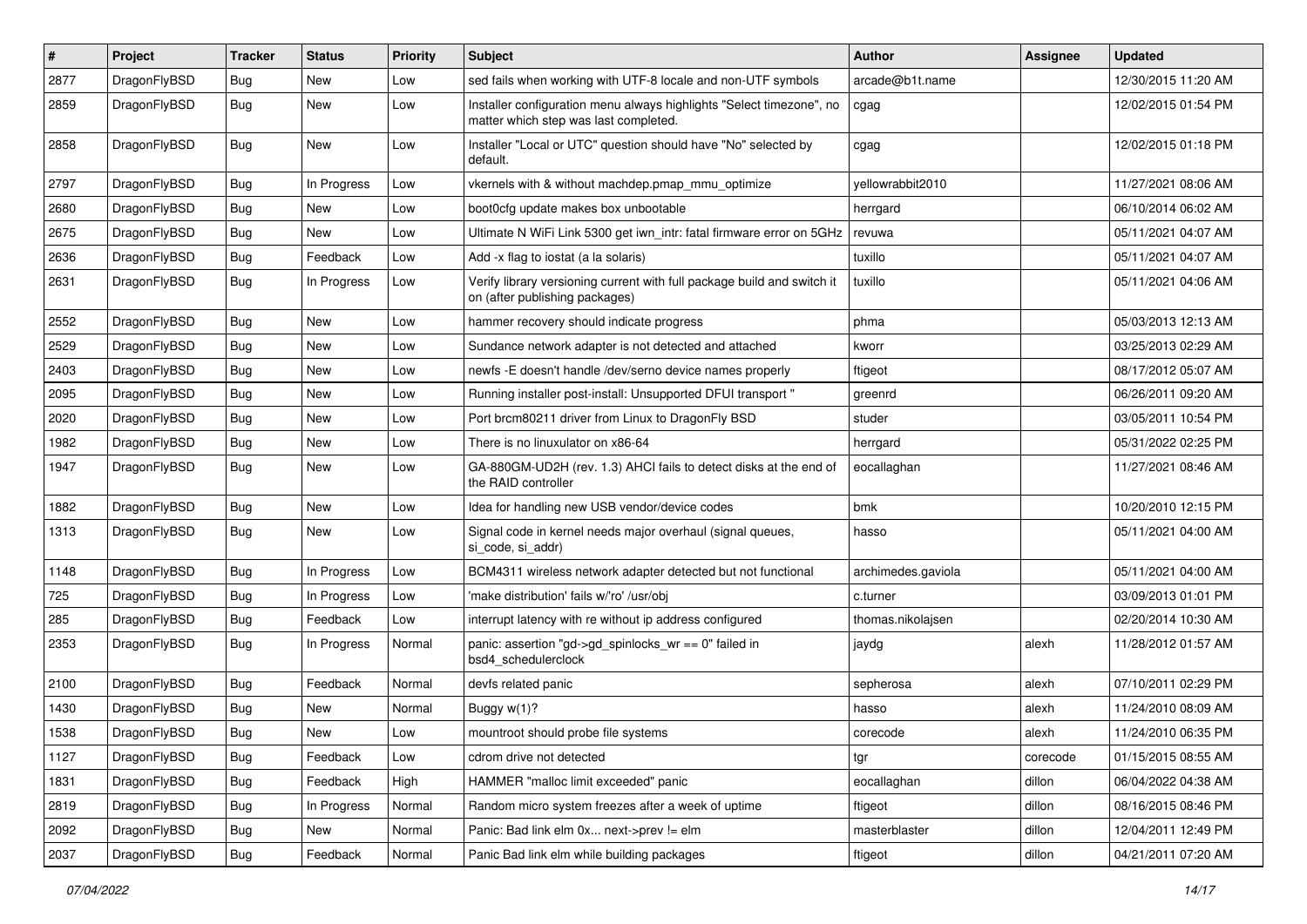| # | Project | Tracker | Status | Priority | Subject | Author | Assignee | Updated |
|---|---|---|---|---|---|---|---|---|
| 2877 | DragonFlyBSD | Bug | New | Low | sed fails when working with UTF-8 locale and non-UTF symbols | arcade@b1t.name | | 12/30/2015 11:20 AM |
| 2859 | DragonFlyBSD | Bug | New | Low | Installer configuration menu always highlights "Select timezone", no matter which step was last completed. | cgag | | 12/02/2015 01:54 PM |
| 2858 | DragonFlyBSD | Bug | New | Low | Installer "Local or UTC" question should have "No" selected by default. | cgag | | 12/02/2015 01:18 PM |
| 2797 | DragonFlyBSD | Bug | In Progress | Low | vkernels with & without machdep.pmap_mmu_optimize | yellowrabbit2010 | | 11/27/2021 08:06 AM |
| 2680 | DragonFlyBSD | Bug | New | Low | boot0cfg update makes box unbootable | herrgard | | 06/10/2014 06:02 AM |
| 2675 | DragonFlyBSD | Bug | New | Low | Ultimate N WiFi Link 5300 get iwn_intr: fatal firmware error on 5GHz | revuwa | | 05/11/2021 04:07 AM |
| 2636 | DragonFlyBSD | Bug | Feedback | Low | Add -x flag to iostat (a la solaris) | tuxillo | | 05/11/2021 04:07 AM |
| 2631 | DragonFlyBSD | Bug | In Progress | Low | Verify library versioning current with full package build and switch it on (after publishing packages) | tuxillo | | 05/11/2021 04:06 AM |
| 2552 | DragonFlyBSD | Bug | New | Low | hammer recovery should indicate progress | phma | | 05/03/2013 12:13 AM |
| 2529 | DragonFlyBSD | Bug | New | Low | Sundance network adapter is not detected and attached | kworr | | 03/25/2013 02:29 AM |
| 2403 | DragonFlyBSD | Bug | New | Low | newfs -E doesn't handle /dev/serno device names properly | ftigeot | | 08/17/2012 05:07 AM |
| 2095 | DragonFlyBSD | Bug | New | Low | Running installer post-install: Unsupported DFUI transport " | greenrd | | 06/26/2011 09:20 AM |
| 2020 | DragonFlyBSD | Bug | New | Low | Port brcm80211 driver from Linux to DragonFly BSD | studer | | 03/05/2011 10:54 PM |
| 1982 | DragonFlyBSD | Bug | New | Low | There is no linuxulator on x86-64 | herrgard | | 05/31/2022 02:25 PM |
| 1947 | DragonFlyBSD | Bug | New | Low | GA-880GM-UD2H (rev. 1.3) AHCI fails to detect disks at the end of the RAID controller | eocallaghan | | 11/27/2021 08:46 AM |
| 1882 | DragonFlyBSD | Bug | New | Low | Idea for handling new USB vendor/device codes | bmk | | 10/20/2010 12:15 PM |
| 1313 | DragonFlyBSD | Bug | New | Low | Signal code in kernel needs major overhaul (signal queues, si_code, si_addr) | hasso | | 05/11/2021 04:00 AM |
| 1148 | DragonFlyBSD | Bug | In Progress | Low | BCM4311 wireless network adapter detected but not functional | archimedes.gaviola | | 05/11/2021 04:00 AM |
| 725 | DragonFlyBSD | Bug | In Progress | Low | 'make distribution' fails w/'ro' /usr/obj | c.turner | | 03/09/2013 01:01 PM |
| 285 | DragonFlyBSD | Bug | Feedback | Low | interrupt latency with re without ip address configured | thomas.nikolajsen | | 02/20/2014 10:30 AM |
| 2353 | DragonFlyBSD | Bug | In Progress | Normal | panic: assertion "gd->gd_spinlocks_wr == 0" failed in bsd4_schedulerclock | jaydg | alexh | 11/28/2012 01:57 AM |
| 2100 | DragonFlyBSD | Bug | Feedback | Normal | devfs related panic | sepherosa | alexh | 07/10/2011 02:29 PM |
| 1430 | DragonFlyBSD | Bug | New | Normal | Buggy w(1)? | hasso | alexh | 11/24/2010 08:09 AM |
| 1538 | DragonFlyBSD | Bug | New | Low | mountroot should probe file systems | corecode | alexh | 11/24/2010 06:35 PM |
| 1127 | DragonFlyBSD | Bug | Feedback | Low | cdrom drive not detected | tgr | corecode | 01/15/2015 08:55 AM |
| 1831 | DragonFlyBSD | Bug | Feedback | High | HAMMER "malloc limit exceeded" panic | eocallaghan | dillon | 06/04/2022 04:38 AM |
| 2819 | DragonFlyBSD | Bug | In Progress | Normal | Random micro system freezes after a week of uptime | ftigeot | dillon | 08/16/2015 08:46 PM |
| 2092 | DragonFlyBSD | Bug | New | Normal | Panic: Bad link elm 0x... next->prev != elm | masterblaster | dillon | 12/04/2011 12:49 PM |
| 2037 | DragonFlyBSD | Bug | Feedback | Normal | Panic Bad link elm while building packages | ftigeot | dillon | 04/21/2011 07:20 AM |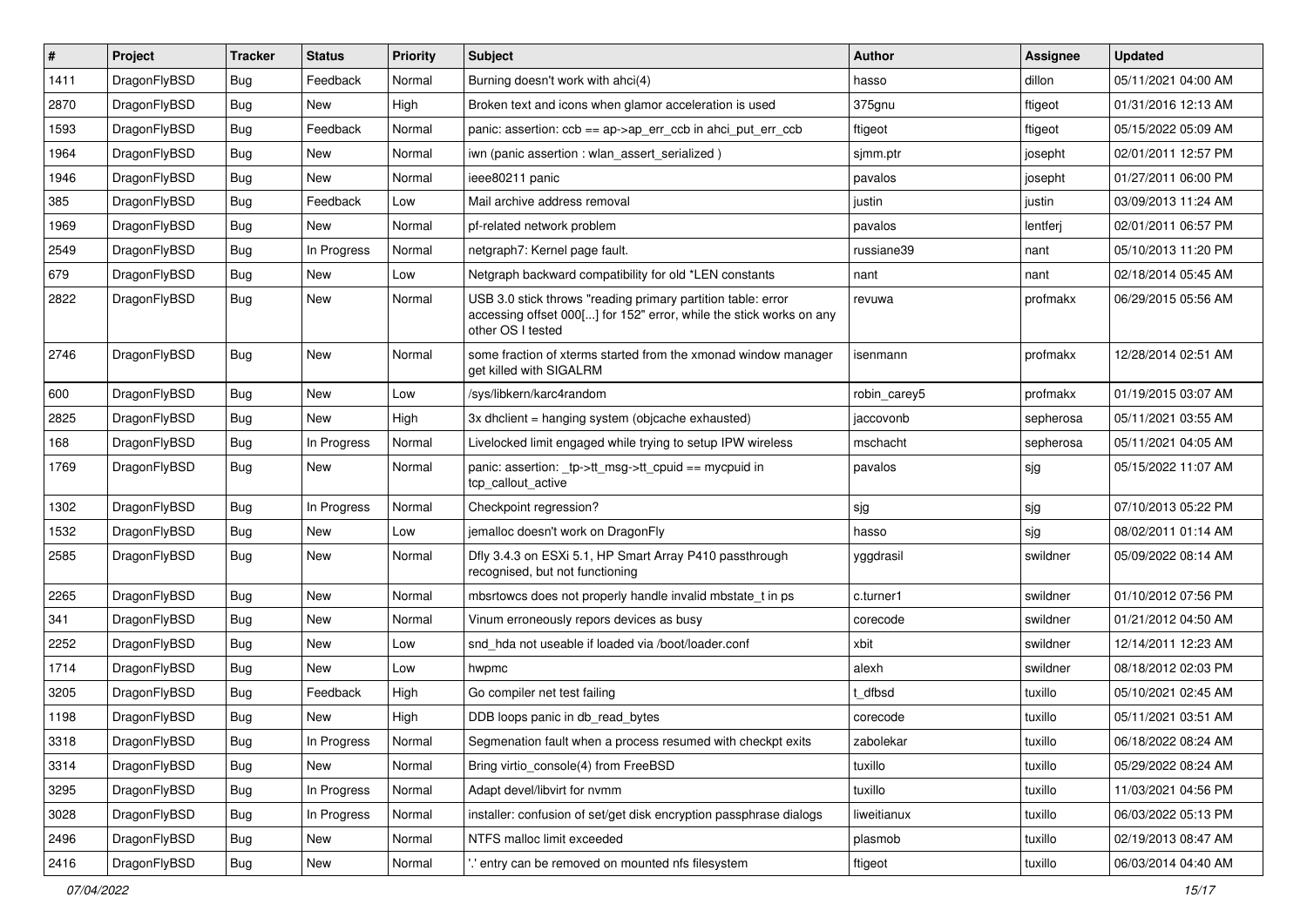| # | Project | Tracker | Status | Priority | Subject | Author | Assignee | Updated |
| --- | --- | --- | --- | --- | --- | --- | --- | --- |
| 1411 | DragonFlyBSD | Bug | Feedback | Normal | Burning doesn't work with ahci(4) | hasso | dillon | 05/11/2021 04:00 AM |
| 2870 | DragonFlyBSD | Bug | New | High | Broken text and icons when glamor acceleration is used | 375gnu | ftigeot | 01/31/2016 12:13 AM |
| 1593 | DragonFlyBSD | Bug | Feedback | Normal | panic: assertion: ccb == ap->ap_err_ccb in ahci_put_err_ccb | ftigeot | ftigeot | 05/15/2022 05:09 AM |
| 1964 | DragonFlyBSD | Bug | New | Normal | iwn (panic assertion : wlan_assert_serialized ) | sjmm.ptr | josepht | 02/01/2011 12:57 PM |
| 1946 | DragonFlyBSD | Bug | New | Normal | ieee80211 panic | pavalos | josepht | 01/27/2011 06:00 PM |
| 385 | DragonFlyBSD | Bug | Feedback | Low | Mail archive address removal | justin | justin | 03/09/2013 11:24 AM |
| 1969 | DragonFlyBSD | Bug | New | Normal | pf-related network problem | pavalos | lentferj | 02/01/2011 06:57 PM |
| 2549 | DragonFlyBSD | Bug | In Progress | Normal | netgraph7: Kernel page fault. | russiane39 | nant | 05/10/2013 11:20 PM |
| 679 | DragonFlyBSD | Bug | New | Low | Netgraph backward compatibility for old *LEN constants | nant | nant | 02/18/2014 05:45 AM |
| 2822 | DragonFlyBSD | Bug | New | Normal | USB 3.0 stick throws "reading primary partition table: error accessing offset 000[...] for 152" error, while the stick works on any other OS I tested | revuwa | profmakx | 06/29/2015 05:56 AM |
| 2746 | DragonFlyBSD | Bug | New | Normal | some fraction of xterms started from the xmonad window manager get killed with SIGALRM | isenmann | profmakx | 12/28/2014 02:51 AM |
| 600 | DragonFlyBSD | Bug | New | Low | /sys/libkern/karc4random | robin_carey5 | profmakx | 01/19/2015 03:07 AM |
| 2825 | DragonFlyBSD | Bug | New | High | 3x dhclient = hanging system (objcache exhausted) | jaccovonb | sepherosa | 05/11/2021 03:55 AM |
| 168 | DragonFlyBSD | Bug | In Progress | Normal | Livelocked limit engaged while trying to setup IPW wireless | mschacht | sepherosa | 05/11/2021 04:05 AM |
| 1769 | DragonFlyBSD | Bug | New | Normal | panic: assertion: _tp->tt_msg->tt_cpuid == mycpuid in tcp_callout_active | pavalos | sjg | 05/15/2022 11:07 AM |
| 1302 | DragonFlyBSD | Bug | In Progress | Normal | Checkpoint regression? | sjg | sjg | 07/10/2013 05:22 PM |
| 1532 | DragonFlyBSD | Bug | New | Low | jemalloc doesn't work on DragonFly | hasso | sjg | 08/02/2011 01:14 AM |
| 2585 | DragonFlyBSD | Bug | New | Normal | Dfly 3.4.3 on ESXi 5.1, HP Smart Array P410 passthrough recognised, but not functioning | yggdrasil | swildner | 05/09/2022 08:14 AM |
| 2265 | DragonFlyBSD | Bug | New | Normal | mbsrtowcs does not properly handle invalid mbstate_t in ps | c.turner1 | swildner | 01/10/2012 07:56 PM |
| 341 | DragonFlyBSD | Bug | New | Normal | Vinum erroneously repors devices as busy | corecode | swildner | 01/21/2012 04:50 AM |
| 2252 | DragonFlyBSD | Bug | New | Low | snd_hda not useable if loaded via /boot/loader.conf | xbit | swildner | 12/14/2011 12:23 AM |
| 1714 | DragonFlyBSD | Bug | New | Low | hwpmc | alexh | swildner | 08/18/2012 02:03 PM |
| 3205 | DragonFlyBSD | Bug | Feedback | High | Go compiler net test failing | t_dfbsd | tuxillo | 05/10/2021 02:45 AM |
| 1198 | DragonFlyBSD | Bug | New | High | DDB loops panic in db_read_bytes | corecode | tuxillo | 05/11/2021 03:51 AM |
| 3318 | DragonFlyBSD | Bug | In Progress | Normal | Segmenation fault when a process resumed with checkpt exits | zabolekar | tuxillo | 06/18/2022 08:24 AM |
| 3314 | DragonFlyBSD | Bug | New | Normal | Bring virtio_console(4) from FreeBSD | tuxillo | tuxillo | 05/29/2022 08:24 AM |
| 3295 | DragonFlyBSD | Bug | In Progress | Normal | Adapt devel/libvirt for nvmm | tuxillo | tuxillo | 11/03/2021 04:56 PM |
| 3028 | DragonFlyBSD | Bug | In Progress | Normal | installer: confusion of set/get disk encryption passphrase dialogs | liweitianux | tuxillo | 06/03/2022 05:13 PM |
| 2496 | DragonFlyBSD | Bug | New | Normal | NTFS malloc limit exceeded | plasmob | tuxillo | 02/19/2013 08:47 AM |
| 2416 | DragonFlyBSD | Bug | New | Normal | '.' entry can be removed on mounted nfs filesystem | ftigeot | tuxillo | 06/03/2014 04:40 AM |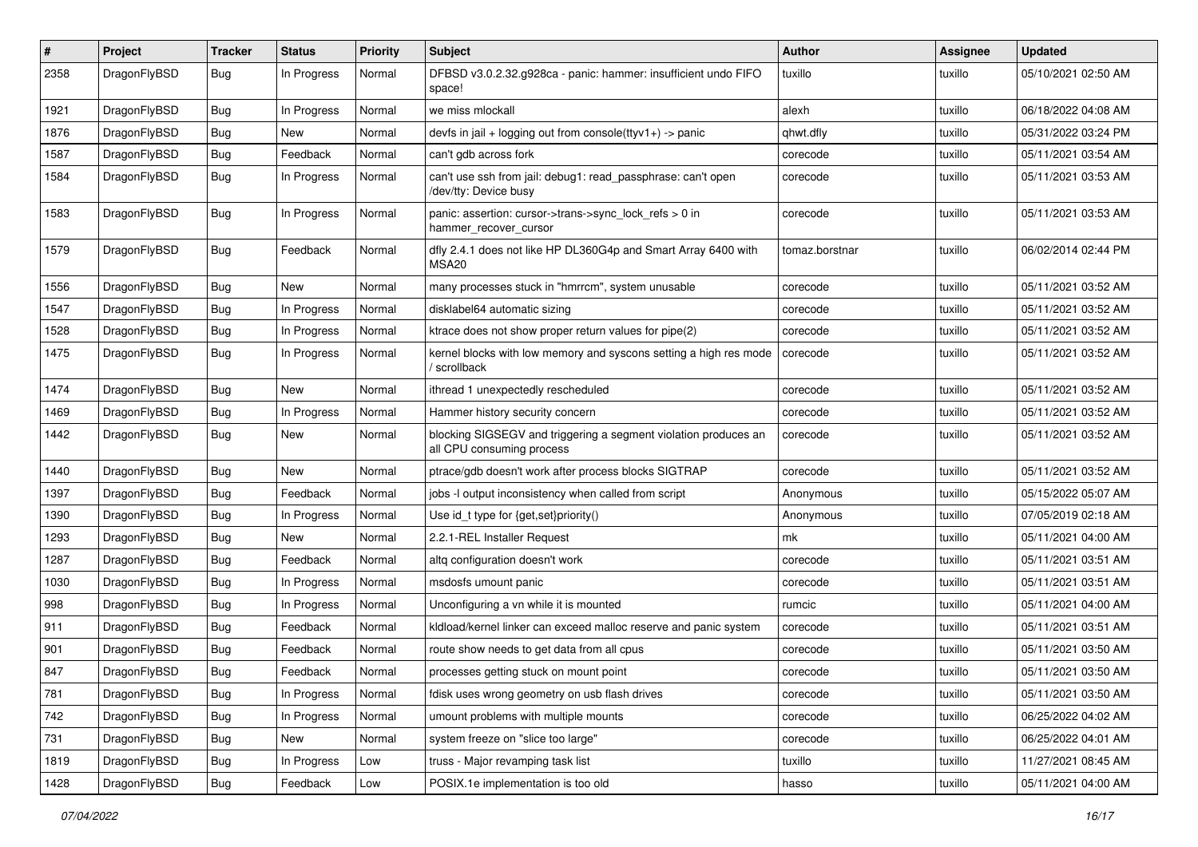| # | Project | Tracker | Status | Priority | Subject | Author | Assignee | Updated |
|---|---|---|---|---|---|---|---|---|
| 2358 | DragonFlyBSD | Bug | In Progress | Normal | DFBSD v3.0.2.32.g928ca - panic: hammer: insufficient undo FIFO space! | tuxillo | tuxillo | 05/10/2021 02:50 AM |
| 1921 | DragonFlyBSD | Bug | In Progress | Normal | we miss mlockall | alexh | tuxillo | 06/18/2022 04:08 AM |
| 1876 | DragonFlyBSD | Bug | New | Normal | devfs in jail + logging out from console(ttyv1+) -> panic | qhwt.dfly | tuxillo | 05/31/2022 03:24 PM |
| 1587 | DragonFlyBSD | Bug | Feedback | Normal | can't gdb across fork | corecode | tuxillo | 05/11/2021 03:54 AM |
| 1584 | DragonFlyBSD | Bug | In Progress | Normal | can't use ssh from jail: debug1: read_passphrase: can't open /dev/tty: Device busy | corecode | tuxillo | 05/11/2021 03:53 AM |
| 1583 | DragonFlyBSD | Bug | In Progress | Normal | panic: assertion: cursor->trans->sync_lock_refs > 0 in hammer_recover_cursor | corecode | tuxillo | 05/11/2021 03:53 AM |
| 1579 | DragonFlyBSD | Bug | Feedback | Normal | dfly 2.4.1 does not like HP DL360G4p and Smart Array 6400 with MSA20 | tomaz.borstnar | tuxillo | 06/02/2014 02:44 PM |
| 1556 | DragonFlyBSD | Bug | New | Normal | many processes stuck in "hmrrcm", system unusable | corecode | tuxillo | 05/11/2021 03:52 AM |
| 1547 | DragonFlyBSD | Bug | In Progress | Normal | disklabel64 automatic sizing | corecode | tuxillo | 05/11/2021 03:52 AM |
| 1528 | DragonFlyBSD | Bug | In Progress | Normal | ktrace does not show proper return values for pipe(2) | corecode | tuxillo | 05/11/2021 03:52 AM |
| 1475 | DragonFlyBSD | Bug | In Progress | Normal | kernel blocks with low memory and syscons setting a high res mode / scrollback | corecode | tuxillo | 05/11/2021 03:52 AM |
| 1474 | DragonFlyBSD | Bug | New | Normal | ithread 1 unexpectedly rescheduled | corecode | tuxillo | 05/11/2021 03:52 AM |
| 1469 | DragonFlyBSD | Bug | In Progress | Normal | Hammer history security concern | corecode | tuxillo | 05/11/2021 03:52 AM |
| 1442 | DragonFlyBSD | Bug | New | Normal | blocking SIGSEGV and triggering a segment violation produces an all CPU consuming process | corecode | tuxillo | 05/11/2021 03:52 AM |
| 1440 | DragonFlyBSD | Bug | New | Normal | ptrace/gdb doesn't work after process blocks SIGTRAP | corecode | tuxillo | 05/11/2021 03:52 AM |
| 1397 | DragonFlyBSD | Bug | Feedback | Normal | jobs -l output inconsistency when called from script | Anonymous | tuxillo | 05/15/2022 05:07 AM |
| 1390 | DragonFlyBSD | Bug | In Progress | Normal | Use id_t type for {get,set}priority() | Anonymous | tuxillo | 07/05/2019 02:18 AM |
| 1293 | DragonFlyBSD | Bug | New | Normal | 2.2.1-REL Installer Request | mk | tuxillo | 05/11/2021 04:00 AM |
| 1287 | DragonFlyBSD | Bug | Feedback | Normal | altq configuration doesn't work | corecode | tuxillo | 05/11/2021 03:51 AM |
| 1030 | DragonFlyBSD | Bug | In Progress | Normal | msdosfs umount panic | corecode | tuxillo | 05/11/2021 03:51 AM |
| 998 | DragonFlyBSD | Bug | In Progress | Normal | Unconfiguring a vn while it is mounted | rumcic | tuxillo | 05/11/2021 04:00 AM |
| 911 | DragonFlyBSD | Bug | Feedback | Normal | kldload/kernel linker can exceed malloc reserve and panic system | corecode | tuxillo | 05/11/2021 03:51 AM |
| 901 | DragonFlyBSD | Bug | Feedback | Normal | route show needs to get data from all cpus | corecode | tuxillo | 05/11/2021 03:50 AM |
| 847 | DragonFlyBSD | Bug | Feedback | Normal | processes getting stuck on mount point | corecode | tuxillo | 05/11/2021 03:50 AM |
| 781 | DragonFlyBSD | Bug | In Progress | Normal | fdisk uses wrong geometry on usb flash drives | corecode | tuxillo | 05/11/2021 03:50 AM |
| 742 | DragonFlyBSD | Bug | In Progress | Normal | umount problems with multiple mounts | corecode | tuxillo | 06/25/2022 04:02 AM |
| 731 | DragonFlyBSD | Bug | New | Normal | system freeze on "slice too large" | corecode | tuxillo | 06/25/2022 04:01 AM |
| 1819 | DragonFlyBSD | Bug | In Progress | Low | truss - Major revamping task list | tuxillo | tuxillo | 11/27/2021 08:45 AM |
| 1428 | DragonFlyBSD | Bug | Feedback | Low | POSIX.1e implementation is too old | hasso | tuxillo | 05/11/2021 04:00 AM |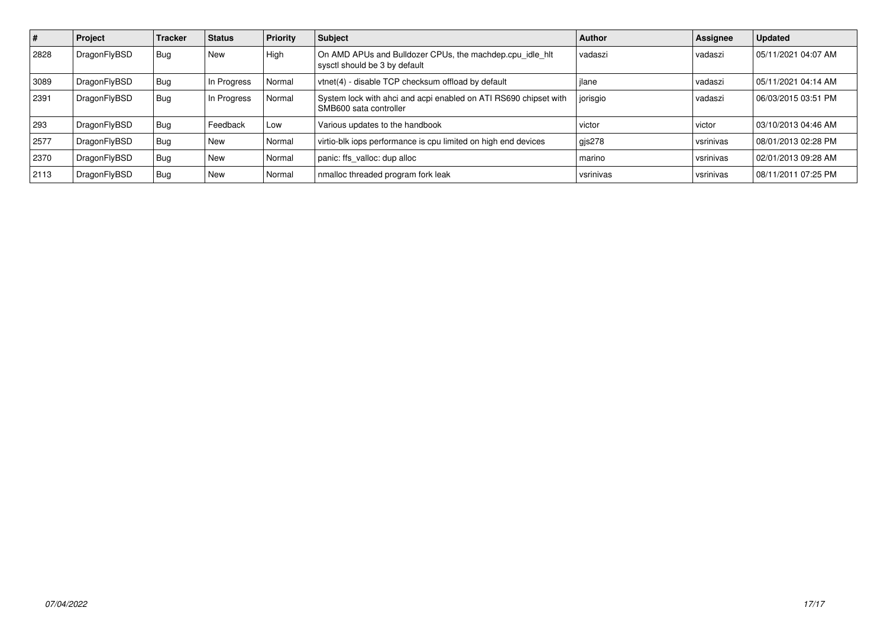| # | Project | Tracker | Status | Priority | Subject | Author | Assignee | Updated |
|---|---|---|---|---|---|---|---|---|
| 2828 | DragonFlyBSD | Bug | New | High | On AMD APUs and Bulldozer CPUs, the machdep.cpu_idle_hlt sysctl should be 3 by default | vadaszi | vadaszi | 05/11/2021 04:07 AM |
| 3089 | DragonFlyBSD | Bug | In Progress | Normal | vtnet(4) - disable TCP checksum offload by default | jlane | vadaszi | 05/11/2021 04:14 AM |
| 2391 | DragonFlyBSD | Bug | In Progress | Normal | System lock with ahci and acpi enabled on ATI RS690 chipset with SMB600 sata controller | jorisgio | vadaszi | 06/03/2015 03:51 PM |
| 293 | DragonFlyBSD | Bug | Feedback | Low | Various updates to the handbook | victor | victor | 03/10/2013 04:46 AM |
| 2577 | DragonFlyBSD | Bug | New | Normal | virtio-blk iops performance is cpu limited on high end devices | gjs278 | vsrinivas | 08/01/2013 02:28 PM |
| 2370 | DragonFlyBSD | Bug | New | Normal | panic: ffs_valloc: dup alloc | marino | vsrinivas | 02/01/2013 09:28 AM |
| 2113 | DragonFlyBSD | Bug | New | Normal | nmalloc threaded program fork leak | vsrinivas | vsrinivas | 08/11/2011 07:25 PM |